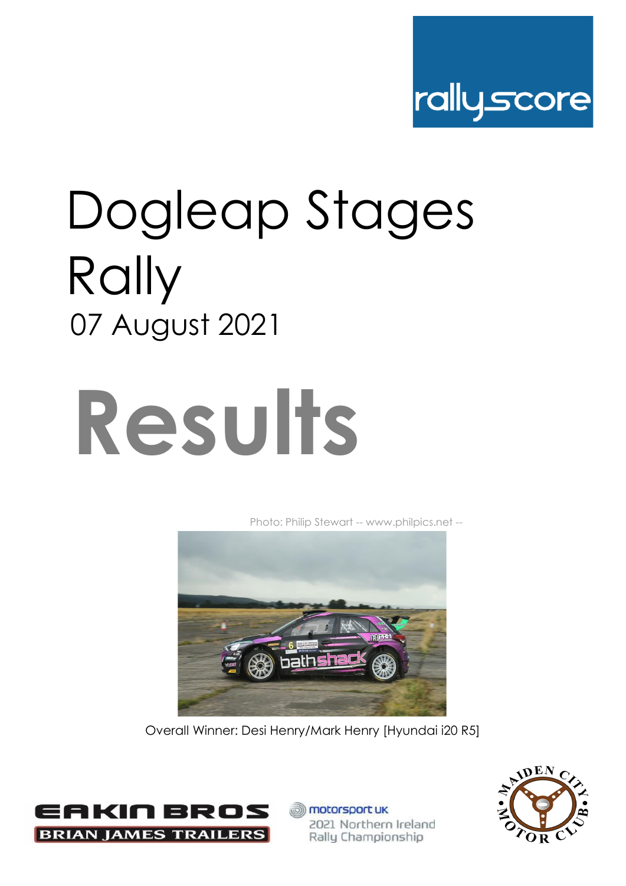rallyscore

# Dogleap Stages Rally

07 August 2021

# Results

Photo: Philip Stewart -- www.philpics.net --

Overall Winner: Desi Henry/Mark Henry [Hyundai i20 R5]

EAKIN BROS

BRIAN JAMES TRAILERS

motorsport UK

2021 Northern Ireland Rally Championship

MAIDEN CITY MOTOR CLUB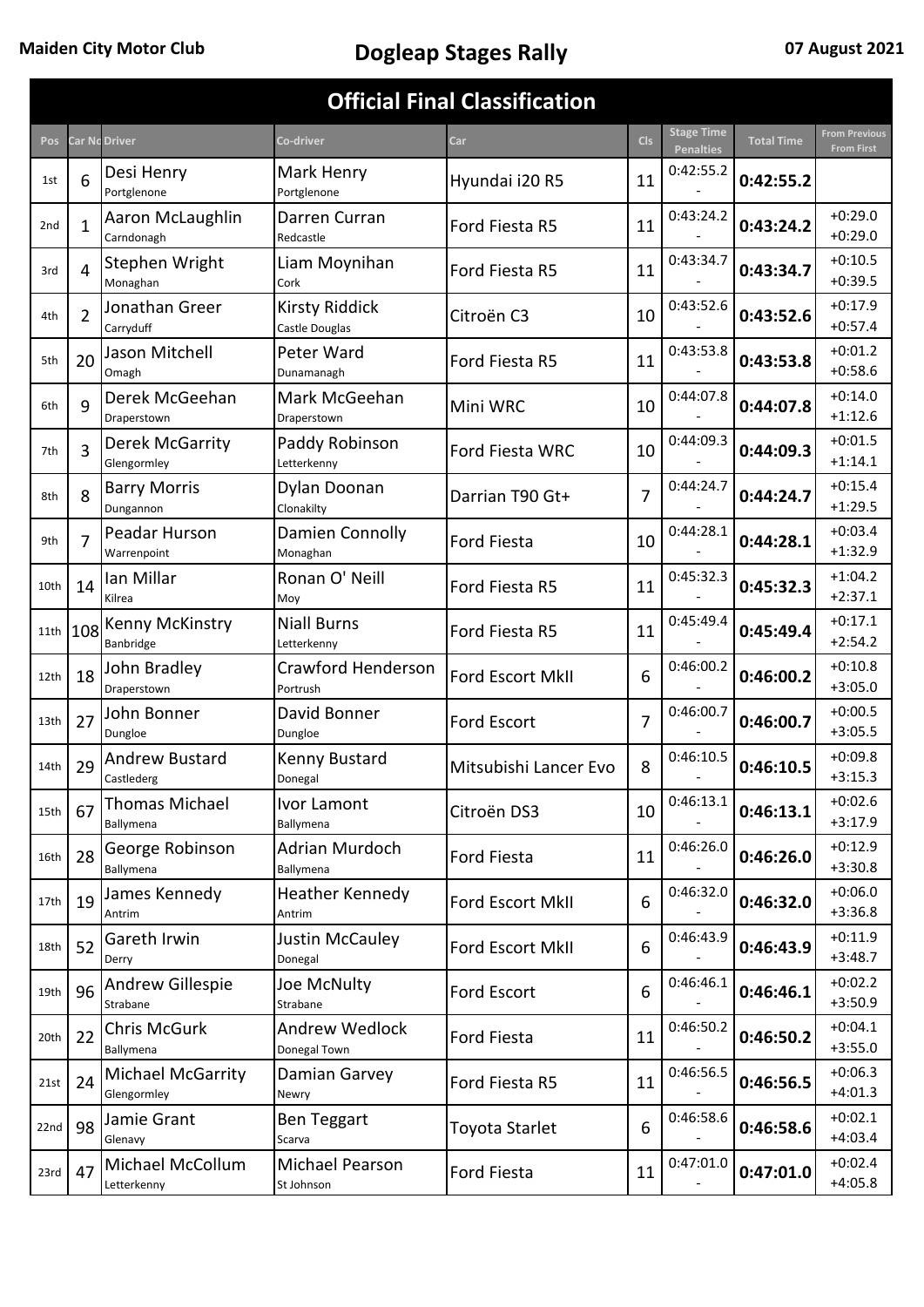**Maiden City Motor Club** | **Dogleap Stages Rally** | **07 August 2021**

# Official Final Classification

| Pos | Car No | Driver | Co-driver | Car | Cls | Stage Time<br>Penalties | Total Time | From Previous<br>From First |
|---|---|---|---|---|---|---|---|---|
| 1st | 6 | Desi Henry<br>Portglenone | Mark Henry<br>Portglenone | Hyundai i20 R5 | 11 | 0:42:55.2<br>- | **0:42:55.2** | |
| 2nd | 1 | Aaron McLaughlin<br>Carndonagh | Darren Curran<br>Redcastle | Ford Fiesta R5 | 11 | 0:43:24.2<br>- | **0:43:24.2** | +0:29.0<br>+0:29.0 |
| 3rd | 4 | Stephen Wright<br>Monaghan | Liam Moynihan<br>Cork | Ford Fiesta R5 | 11 | 0:43:34.7<br>- | **0:43:34.7** | +0:10.5<br>+0:39.5 |
| 4th | 2 | Jonathan Greer<br>Carryduff | Kirsty Riddick<br>Castle Douglas | Citroën C3 | 10 | 0:43:52.6<br>- | **0:43:52.6** | +0:17.9<br>+0:57.4 |
| 5th | 20 | Jason Mitchell<br>Omagh | Peter Ward<br>Dunamanagh | Ford Fiesta R5 | 11 | 0:43:53.8<br>- | **0:43:53.8** | +0:01.2<br>+0:58.6 |
| 6th | 9 | Derek McGeehan<br>Draperstown | Mark McGeehan<br>Draperstown | Mini WRC | 10 | 0:44:07.8<br>- | **0:44:07.8** | +0:14.0<br>+1:12.6 |
| 7th | 3 | Derek McGarrity<br>Glengormley | Paddy Robinson<br>Letterkenny | Ford Fiesta WRC | 10 | 0:44:09.3<br>- | **0:44:09.3** | +0:01.5<br>+1:14.1 |
| 8th | 8 | Barry Morris<br>Dungannon | Dylan Doonan<br>Clonakilty | Darrian T90 Gt+ | 7 | 0:44:24.7<br>- | **0:44:24.7** | +0:15.4<br>+1:29.5 |
| 9th | 7 | Peadar Hurson<br>Warrenpoint | Damien Connolly<br>Monaghan | Ford Fiesta | 10 | 0:44:28.1<br>- | **0:44:28.1** | +0:03.4<br>+1:32.9 |
| 10th | 14 | Ian Millar<br>Kilrea | Ronan O' Neill<br>Moy | Ford Fiesta R5 | 11 | 0:45:32.3<br>- | **0:45:32.3** | +1:04.2<br>+2:37.1 |
| 11th | 108 | Kenny McKinstry<br>Banbridge | Niall Burns<br>Letterkenny | Ford Fiesta R5 | 11 | 0:45:49.4<br>- | **0:45:49.4** | +0:17.1<br>+2:54.2 |
| 12th | 18 | John Bradley<br>Draperstown | Crawford Henderson<br>Portrush | Ford Escort MkII | 6 | 0:46:00.2<br>- | **0:46:00.2** | +0:10.8<br>+3:05.0 |
| 13th | 27 | John Bonner<br>Dungloe | David Bonner<br>Dungloe | Ford Escort | 7 | 0:46:00.7<br>- | **0:46:00.7** | +0:00.5<br>+3:05.5 |
| 14th | 29 | Andrew Bustard<br>Castlederg | Kenny Bustard<br>Donegal | Mitsubishi Lancer Evo | 8 | 0:46:10.5<br>- | **0:46:10.5** | +0:09.8<br>+3:15.3 |
| 15th | 67 | Thomas Michael<br>Ballymena | Ivor Lamont<br>Ballymena | Citroën DS3 | 10 | 0:46:13.1<br>- | **0:46:13.1** | +0:02.6<br>+3:17.9 |
| 16th | 28 | George Robinson<br>Ballymena | Adrian Murdoch<br>Ballymena | Ford Fiesta | 11 | 0:46:26.0<br>- | **0:46:26.0** | +0:12.9<br>+3:30.8 |
| 17th | 19 | James Kennedy<br>Antrim | Heather Kennedy<br>Antrim | Ford Escort MkII | 6 | 0:46:32.0<br>- | **0:46:32.0** | +0:06.0<br>+3:36.8 |
| 18th | 52 | Gareth Irwin<br>Derry | Justin McCauley<br>Donegal | Ford Escort MkII | 6 | 0:46:43.9<br>- | **0:46:43.9** | +0:11.9<br>+3:48.7 |
| 19th | 96 | Andrew Gillespie<br>Strabane | Joe McNulty<br>Strabane | Ford Escort | 6 | 0:46:46.1<br>- | **0:46:46.1** | +0:02.2<br>+3:50.9 |
| 20th | 22 | Chris McGurk<br>Ballymena | Andrew Wedlock<br>Donegal Town | Ford Fiesta | 11 | 0:46:50.2<br>- | **0:46:50.2** | +0:04.1<br>+3:55.0 |
| 21st | 24 | Michael McGarrity<br>Glengormley | Damian Garvey<br>Newry | Ford Fiesta R5 | 11 | 0:46:56.5<br>- | **0:46:56.5** | +0:06.3<br>+4:01.3 |
| 22nd | 98 | Jamie Grant<br>Glenavy | Ben Teggart<br>Scarva | Toyota Starlet | 6 | 0:46:58.6<br>- | **0:46:58.6** | +0:02.1<br>+4:03.4 |
| 23rd | 47 | Michael McCollum<br>Letterkenny | Michael Pearson<br>St Johnson | Ford Fiesta | 11 | 0:47:01.0<br>- | **0:47:01.0** | +0:02.4<br>+4:05.8 |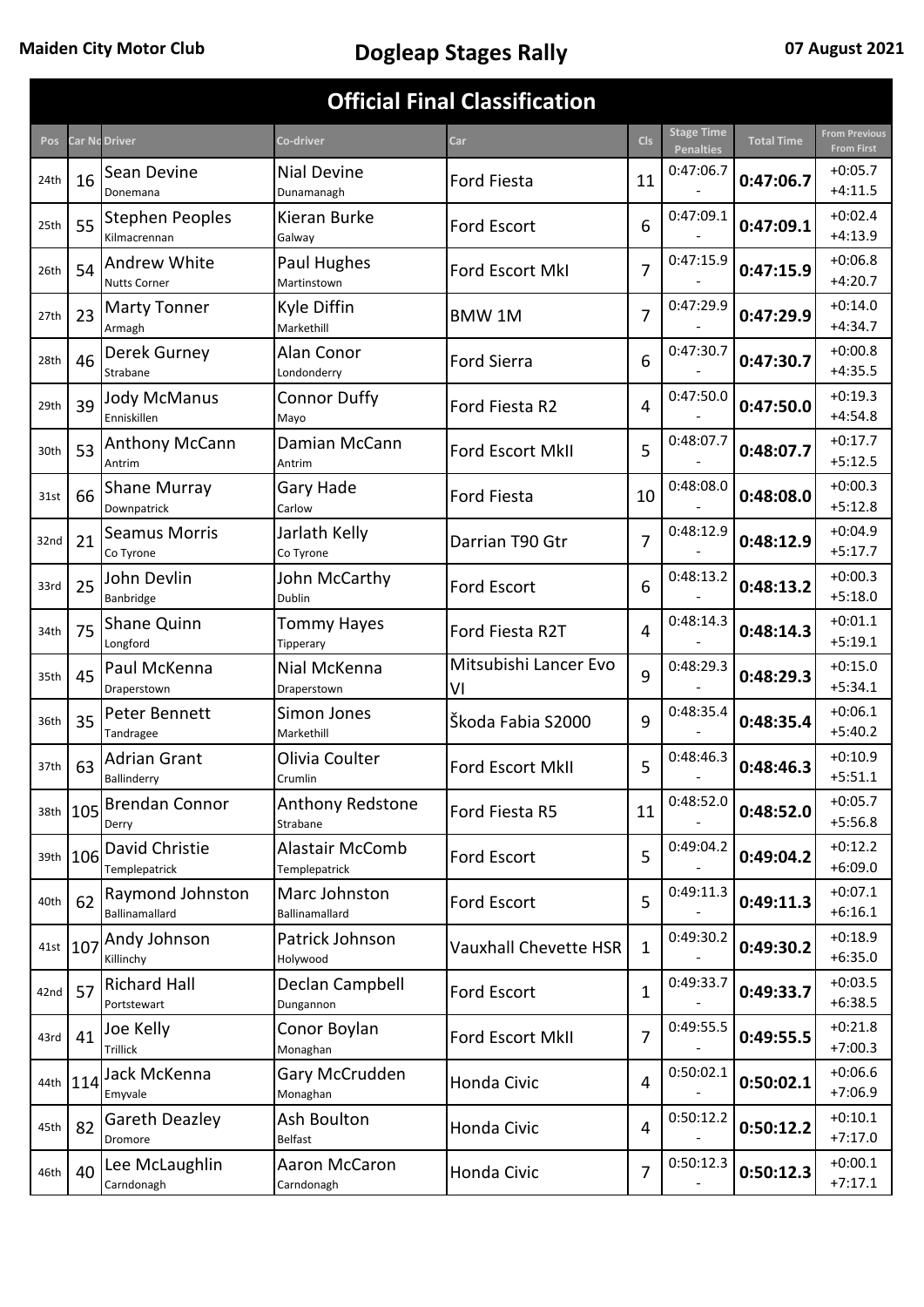Maiden City Motor Club **Dogleap Stages Rally** 07 August 2021

## Official Final Classification

| Pos | Car No | Driver | Co-driver | Car | Cls | Stage Time Penalties | Total Time | From Previous From First |
|---|---|---|---|---|---|---|---|---|
| 24th | 16 | Sean Devine<br>Donemana | Nial Devine<br>Dunamanagh | Ford Fiesta | 11 | 0:47:06.7<br>- | **0:47:06.7** | +0:05.7<br>+4:11.5 |
| 25th | 55 | Stephen Peoples<br>Kilmacrennan | Kieran Burke<br>Galway | Ford Escort | 6 | 0:47:09.1<br>- | **0:47:09.1** | +0:02.4<br>+4:13.9 |
| 26th | 54 | Andrew White<br>Nutts Corner | Paul Hughes<br>Martinstown | Ford Escort MkI | 7 | 0:47:15.9<br>- | **0:47:15.9** | +0:06.8<br>+4:20.7 |
| 27th | 23 | Marty Tonner<br>Armagh | Kyle Diffin<br>Markethill | BMW 1M | 7 | 0:47:29.9<br>- | **0:47:29.9** | +0:14.0<br>+4:34.7 |
| 28th | 46 | Derek Gurney<br>Strabane | Alan Conor<br>Londonderry | Ford Sierra | 6 | 0:47:30.7<br>- | **0:47:30.7** | +0:00.8<br>+4:35.5 |
| 29th | 39 | Jody McManus<br>Enniskillen | Connor Duffy<br>Mayo | Ford Fiesta R2 | 4 | 0:47:50.0<br>- | **0:47:50.0** | +0:19.3<br>+4:54.8 |
| 30th | 53 | Anthony McCann<br>Antrim | Damian McCann<br>Antrim | Ford Escort MkII | 5 | 0:48:07.7<br>- | **0:48:07.7** | +0:17.7<br>+5:12.5 |
| 31st | 66 | Shane Murray<br>Downpatrick | Gary Hade<br>Carlow | Ford Fiesta | 10 | 0:48:08.0<br>- | **0:48:08.0** | +0:00.3<br>+5:12.8 |
| 32nd | 21 | Seamus Morris<br>Co Tyrone | Jarlath Kelly<br>Co Tyrone | Darrian T90 Gtr | 7 | 0:48:12.9<br>- | **0:48:12.9** | +0:04.9<br>+5:17.7 |
| 33rd | 25 | John Devlin<br>Banbridge | John McCarthy<br>Dublin | Ford Escort | 6 | 0:48:13.2<br>- | **0:48:13.2** | +0:00.3<br>+5:18.0 |
| 34th | 75 | Shane Quinn<br>Longford | Tommy Hayes<br>Tipperary | Ford Fiesta R2T | 4 | 0:48:14.3<br>- | **0:48:14.3** | +0:01.1<br>+5:19.1 |
| 35th | 45 | Paul McKenna<br>Draperstown | Nial McKenna<br>Draperstown | Mitsubishi Lancer Evo VI | 9 | 0:48:29.3<br>- | **0:48:29.3** | +0:15.0<br>+5:34.1 |
| 36th | 35 | Peter Bennett<br>Tandragee | Simon Jones<br>Markethill | Škoda Fabia S2000 | 9 | 0:48:35.4<br>- | **0:48:35.4** | +0:06.1<br>+5:40.2 |
| 37th | 63 | Adrian Grant<br>Ballinderry | Olivia Coulter<br>Crumlin | Ford Escort MkII | 5 | 0:48:46.3<br>- | **0:48:46.3** | +0:10.9<br>+5:51.1 |
| 38th | 105 | Brendan Connor<br>Derry | Anthony Redstone<br>Strabane | Ford Fiesta R5 | 11 | 0:48:52.0<br>- | **0:48:52.0** | +0:05.7<br>+5:56.8 |
| 39th | 106 | David Christie<br>Templepatrick | Alastair McComb<br>Templepatrick | Ford Escort | 5 | 0:49:04.2<br>- | **0:49:04.2** | +0:12.2<br>+6:09.0 |
| 40th | 62 | Raymond Johnston<br>Ballinamallard | Marc Johnston<br>Ballinamallard | Ford Escort | 5 | 0:49:11.3<br>- | **0:49:11.3** | +0:07.1<br>+6:16.1 |
| 41st | 107 | Andy Johnson<br>Killinchy | Patrick Johnson<br>Holywood | Vauxhall Chevette HSR | 1 | 0:49:30.2<br>- | **0:49:30.2** | +0:18.9<br>+6:35.0 |
| 42nd | 57 | Richard Hall<br>Portstewart | Declan Campbell<br>Dungannon | Ford Escort | 1 | 0:49:33.7<br>- | **0:49:33.7** | +0:03.5<br>+6:38.5 |
| 43rd | 41 | Joe Kelly<br>Trillick | Conor Boylan<br>Monaghan | Ford Escort MkII | 7 | 0:49:55.5<br>- | **0:49:55.5** | +0:21.8<br>+7:00.3 |
| 44th | 114 | Jack McKenna<br>Emyvale | Gary McCrudden<br>Monaghan | Honda Civic | 4 | 0:50:02.1<br>- | **0:50:02.1** | +0:06.6<br>+7:06.9 |
| 45th | 82 | Gareth Deazley<br>Dromore | Ash Boulton<br>Belfast | Honda Civic | 4 | 0:50:12.2<br>- | **0:50:12.2** | +0:10.1<br>+7:17.0 |
| 46th | 40 | Lee McLaughlin<br>Carndonagh | Aaron McCaron<br>Carndonagh | Honda Civic | 7 | 0:50:12.3<br>- | **0:50:12.3** | +0:00.1<br>+7:17.1 |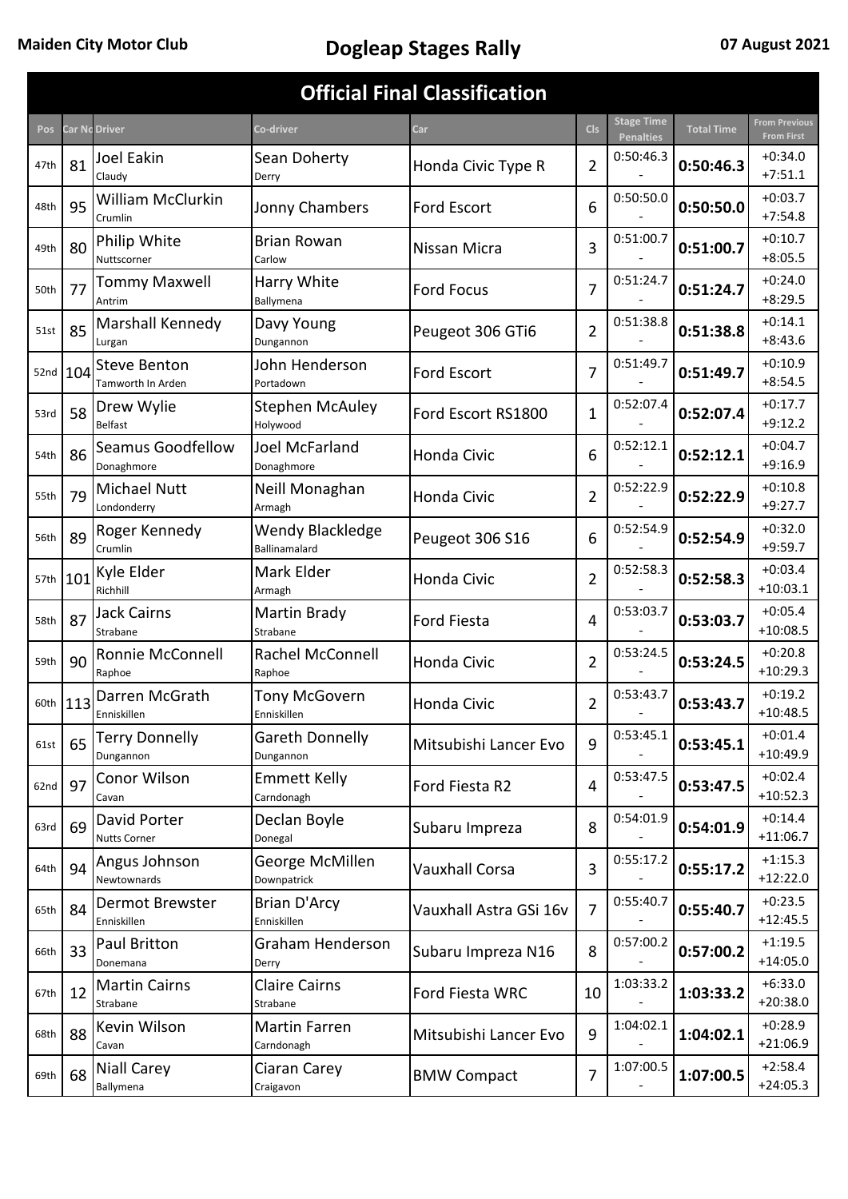Maiden City Motor Club

# Dogleap Stages Rally

07 August 2021

## Official Final Classification

| Pos | Car No | Driver | Co-driver | Car | Cls | Stage Time / Penalties | Total Time | From Previous / From First |
|---|---|---|---|---|---|---|---|---|
| 47th | 81 | Joel Eakin<br>Claudy | Sean Doherty<br>Derry | Honda Civic Type R | 2 | 0:50:46.3<br>- | **0:50:46.3** | +0:34.0<br>+7:51.1 |
| 48th | 95 | William McClurkin<br>Crumlin | Jonny Chambers | Ford Escort | 6 | 0:50:50.0<br>- | **0:50:50.0** | +0:03.7<br>+7:54.8 |
| 49th | 80 | Philip White<br>Nuttscorner | Brian Rowan<br>Carlow | Nissan Micra | 3 | 0:51:00.7<br>- | **0:51:00.7** | +0:10.7<br>+8:05.5 |
| 50th | 77 | Tommy Maxwell<br>Antrim | Harry White<br>Ballymena | Ford Focus | 7 | 0:51:24.7<br>- | **0:51:24.7** | +0:24.0<br>+8:29.5 |
| 51st | 85 | Marshall Kennedy<br>Lurgan | Davy Young<br>Dungannon | Peugeot 306 GTi6 | 2 | 0:51:38.8<br>- | **0:51:38.8** | +0:14.1<br>+8:43.6 |
| 52nd | 104 | Steve Benton<br>Tamworth In Arden | John Henderson<br>Portadown | Ford Escort | 7 | 0:51:49.7<br>- | **0:51:49.7** | +0:10.9<br>+8:54.5 |
| 53rd | 58 | Drew Wylie<br>Belfast | Stephen McAuley<br>Holywood | Ford Escort RS1800 | 1 | 0:52:07.4<br>- | **0:52:07.4** | +0:17.7<br>+9:12.2 |
| 54th | 86 | Seamus Goodfellow<br>Donaghmore | Joel McFarland<br>Donaghmore | Honda Civic | 6 | 0:52:12.1<br>- | **0:52:12.1** | +0:04.7<br>+9:16.9 |
| 55th | 79 | Michael Nutt<br>Londonderry | Neill Monaghan<br>Armagh | Honda Civic | 2 | 0:52:22.9<br>- | **0:52:22.9** | +0:10.8<br>+9:27.7 |
| 56th | 89 | Roger Kennedy<br>Crumlin | Wendy Blackledge<br>Ballinamalard | Peugeot 306 S16 | 6 | 0:52:54.9<br>- | **0:52:54.9** | +0:32.0<br>+9:59.7 |
| 57th | 101 | Kyle Elder<br>Richhill | Mark Elder<br>Armagh | Honda Civic | 2 | 0:52:58.3<br>- | **0:52:58.3** | +0:03.4<br>+10:03.1 |
| 58th | 87 | Jack Cairns<br>Strabane | Martin Brady<br>Strabane | Ford Fiesta | 4 | 0:53:03.7<br>- | **0:53:03.7** | +0:05.4<br>+10:08.5 |
| 59th | 90 | Ronnie McConnell<br>Raphoe | Rachel McConnell<br>Raphoe | Honda Civic | 2 | 0:53:24.5<br>- | **0:53:24.5** | +0:20.8<br>+10:29.3 |
| 60th | 113 | Darren McGrath<br>Enniskillen | Tony McGovern<br>Enniskillen | Honda Civic | 2 | 0:53:43.7<br>- | **0:53:43.7** | +0:19.2<br>+10:48.5 |
| 61st | 65 | Terry Donnelly<br>Dungannon | Gareth Donnelly<br>Dungannon | Mitsubishi Lancer Evo | 9 | 0:53:45.1<br>- | **0:53:45.1** | +0:01.4<br>+10:49.9 |
| 62nd | 97 | Conor Wilson<br>Cavan | Emmett Kelly<br>Carndonagh | Ford Fiesta R2 | 4 | 0:53:47.5<br>- | **0:53:47.5** | +0:02.4<br>+10:52.3 |
| 63rd | 69 | David Porter<br>Nutts Corner | Declan Boyle<br>Donegal | Subaru Impreza | 8 | 0:54:01.9<br>- | **0:54:01.9** | +0:14.4<br>+11:06.7 |
| 64th | 94 | Angus Johnson<br>Newtownards | George McMillen<br>Downpatrick | Vauxhall Corsa | 3 | 0:55:17.2<br>- | **0:55:17.2** | +1:15.3<br>+12:22.0 |
| 65th | 84 | Dermot Brewster<br>Enniskillen | Brian D'Arcy<br>Enniskillen | Vauxhall Astra GSi 16v | 7 | 0:55:40.7<br>- | **0:55:40.7** | +0:23.5<br>+12:45.5 |
| 66th | 33 | Paul Britton<br>Donemana | Graham Henderson<br>Derry | Subaru Impreza N16 | 8 | 0:57:00.2<br>- | **0:57:00.2** | +1:19.5<br>+14:05.0 |
| 67th | 12 | Martin Cairns<br>Strabane | Claire Cairns<br>Strabane | Ford Fiesta WRC | 10 | 1:03:33.2<br>- | **1:03:33.2** | +6:33.0<br>+20:38.0 |
| 68th | 88 | Kevin Wilson<br>Cavan | Martin Farren<br>Carndonagh | Mitsubishi Lancer Evo | 9 | 1:04:02.1<br>- | **1:04:02.1** | +0:28.9<br>+21:06.9 |
| 69th | 68 | Niall Carey<br>Ballymena | Ciaran Carey<br>Craigavon | BMW Compact | 7 | 1:07:00.5<br>- | **1:07:00.5** | +2:58.4<br>+24:05.3 |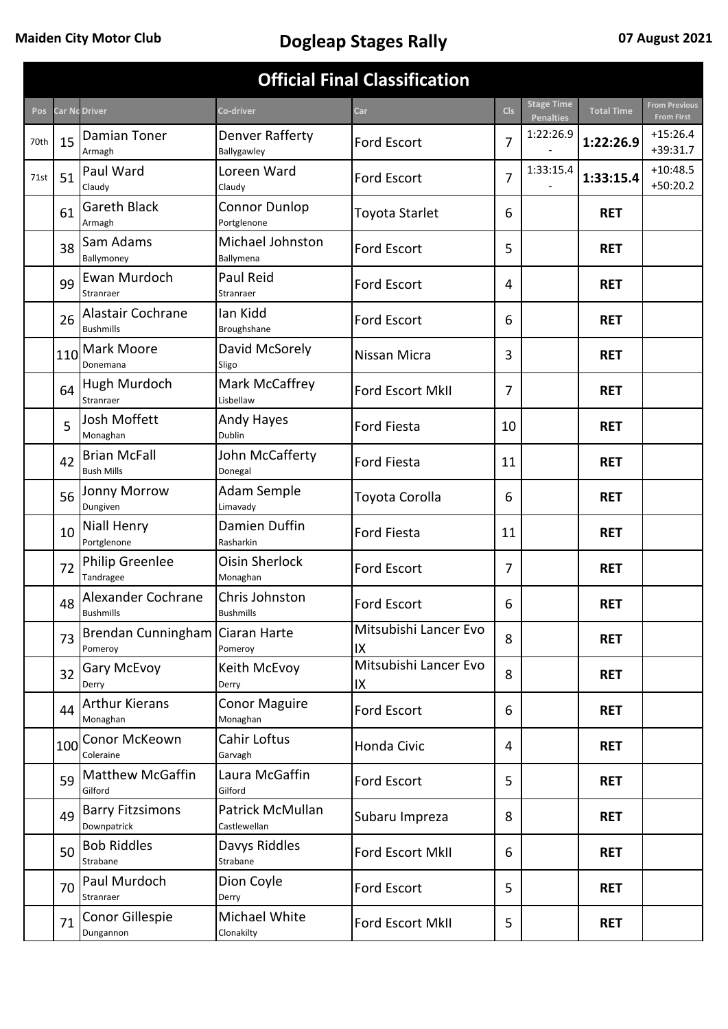Maiden City Motor Club

# Dogleap Stages Rally

07 August 2021

## Official Final Classification

| Pos | Car No | Driver | Co-driver | Car | Cls | Stage Time Penalties | Total Time | From Previous From First |
|---|---|---|---|---|---|---|---|---|
| 70th | 15 | Damian Toner Armagh | Denver Rafferty Ballygawley | Ford Escort | 7 | 1:22:26.9 - | **1:22:26.9** | +15:26.4 +39:31.7 |
| 71st | 51 | Paul Ward Claudy | Loreen Ward Claudy | Ford Escort | 7 | 1:33:15.4 - | **1:33:15.4** | +10:48.5 +50:20.2 |
| | 61 | Gareth Black Armagh | Connor Dunlop Portglenone | Toyota Starlet | 6 | | **RET** | |
| | 38 | Sam Adams Ballymoney | Michael Johnston Ballymena | Ford Escort | 5 | | **RET** | |
| | 99 | Ewan Murdoch Stranraer | Paul Reid Stranraer | Ford Escort | 4 | | **RET** | |
| | 26 | Alastair Cochrane Bushmills | Ian Kidd Broughshane | Ford Escort | 6 | | **RET** | |
| | 110 | Mark Moore Donemana | David McSorely Sligo | Nissan Micra | 3 | | **RET** | |
| | 64 | Hugh Murdoch Stranraer | Mark McCaffrey Lisbellaw | Ford Escort MkII | 7 | | **RET** | |
| | 5 | Josh Moffett Monaghan | Andy Hayes Dublin | Ford Fiesta | 10 | | **RET** | |
| | 42 | Brian McFall Bush Mills | John McCafferty Donegal | Ford Fiesta | 11 | | **RET** | |
| | 56 | Jonny Morrow Dungiven | Adam Semple Limavady | Toyota Corolla | 6 | | **RET** | |
| | 10 | Niall Henry Portglenone | Damien Duffin Rasharkin | Ford Fiesta | 11 | | **RET** | |
| | 72 | Philip Greenlee Tandragee | Oisin Sherlock Monaghan | Ford Escort | 7 | | **RET** | |
| | 48 | Alexander Cochrane Bushmills | Chris Johnston Bushmills | Ford Escort | 6 | | **RET** | |
| | 73 | Brendan Cunningham Pomeroy | Ciaran Harte Pomeroy | Mitsubishi Lancer Evo IX | 8 | | **RET** | |
| | 32 | Gary McEvoy Derry | Keith McEvoy Derry | Mitsubishi Lancer Evo IX | 8 | | **RET** | |
| | 44 | Arthur Kierans Monaghan | Conor Maguire Monaghan | Ford Escort | 6 | | **RET** | |
| | 100 | Conor McKeown Coleraine | Cahir Loftus Garvagh | Honda Civic | 4 | | **RET** | |
| | 59 | Matthew McGaffin Gilford | Laura McGaffin Gilford | Ford Escort | 5 | | **RET** | |
| | 49 | Barry Fitzsimons Downpatrick | Patrick McMullan Castlewellan | Subaru Impreza | 8 | | **RET** | |
| | 50 | Bob Riddles Strabane | Davys Riddles Strabane | Ford Escort MkII | 6 | | **RET** | |
| | 70 | Paul Murdoch Stranraer | Dion Coyle Derry | Ford Escort | 5 | | **RET** | |
| | 71 | Conor Gillespie Dungannon | Michael White Clonakilty | Ford Escort MkII | 5 | | **RET** | |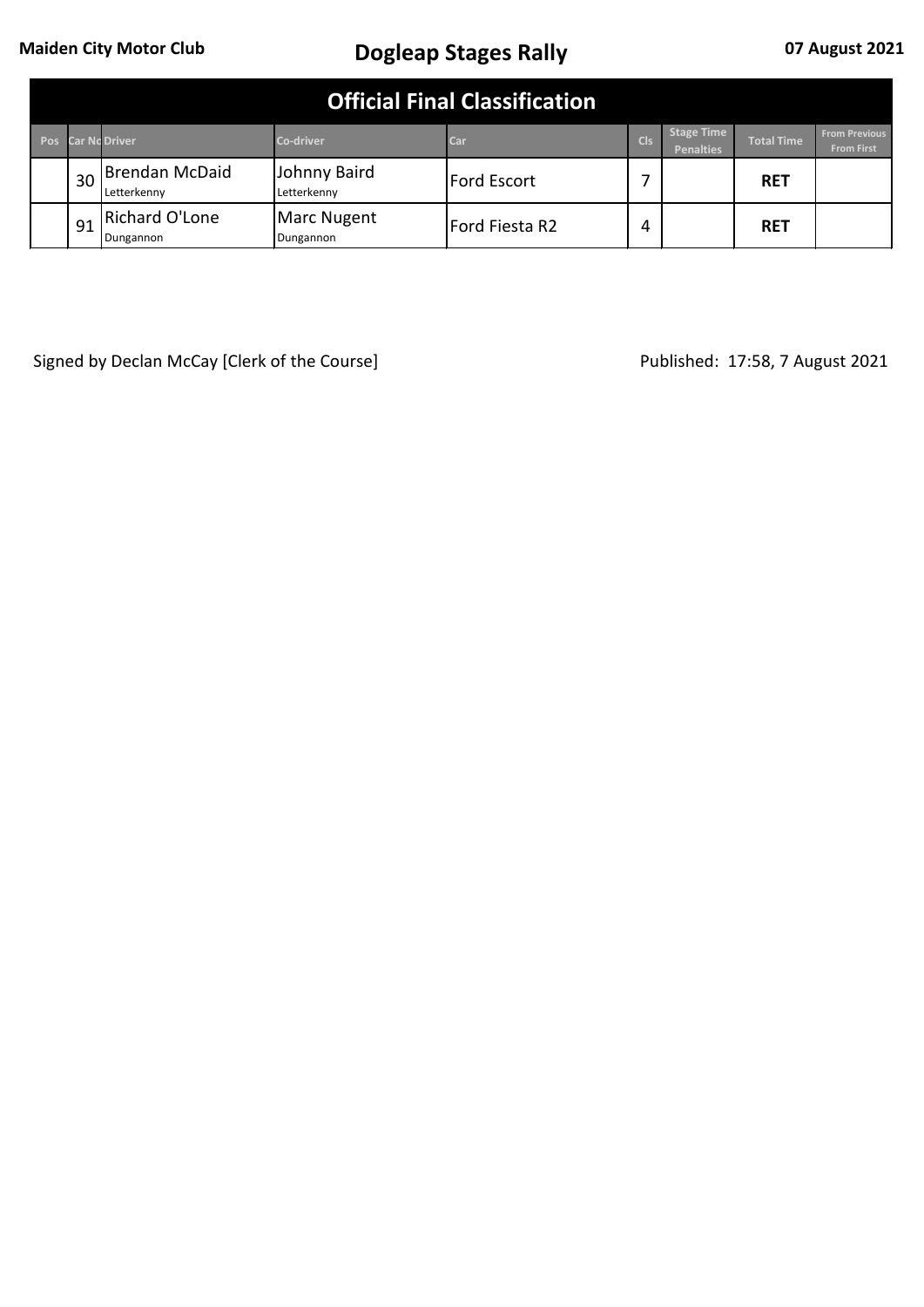**Maiden City Motor Club**

# Dogleap Stages Rally

**07 August 2021**

## Official Final Classification

| Pos | Car No | Driver | Co-driver | Car | Cls | Stage Time Penalties | Total Time | From Previous From First |
|---|---|---|---|---|---|---|---|---|
| | 30 | Brendan McDaid<br>Letterkenny | Johnny Baird<br>Letterkenny | Ford Escort | 7 | | **RET** | |
| | 91 | Richard O'Lone<br>Dungannon | Marc Nugent<br>Dungannon | Ford Fiesta R2 | 4 | | **RET** | |

Signed by Declan McCay [Clerk of the Course]

Published: 17:58, 7 August 2021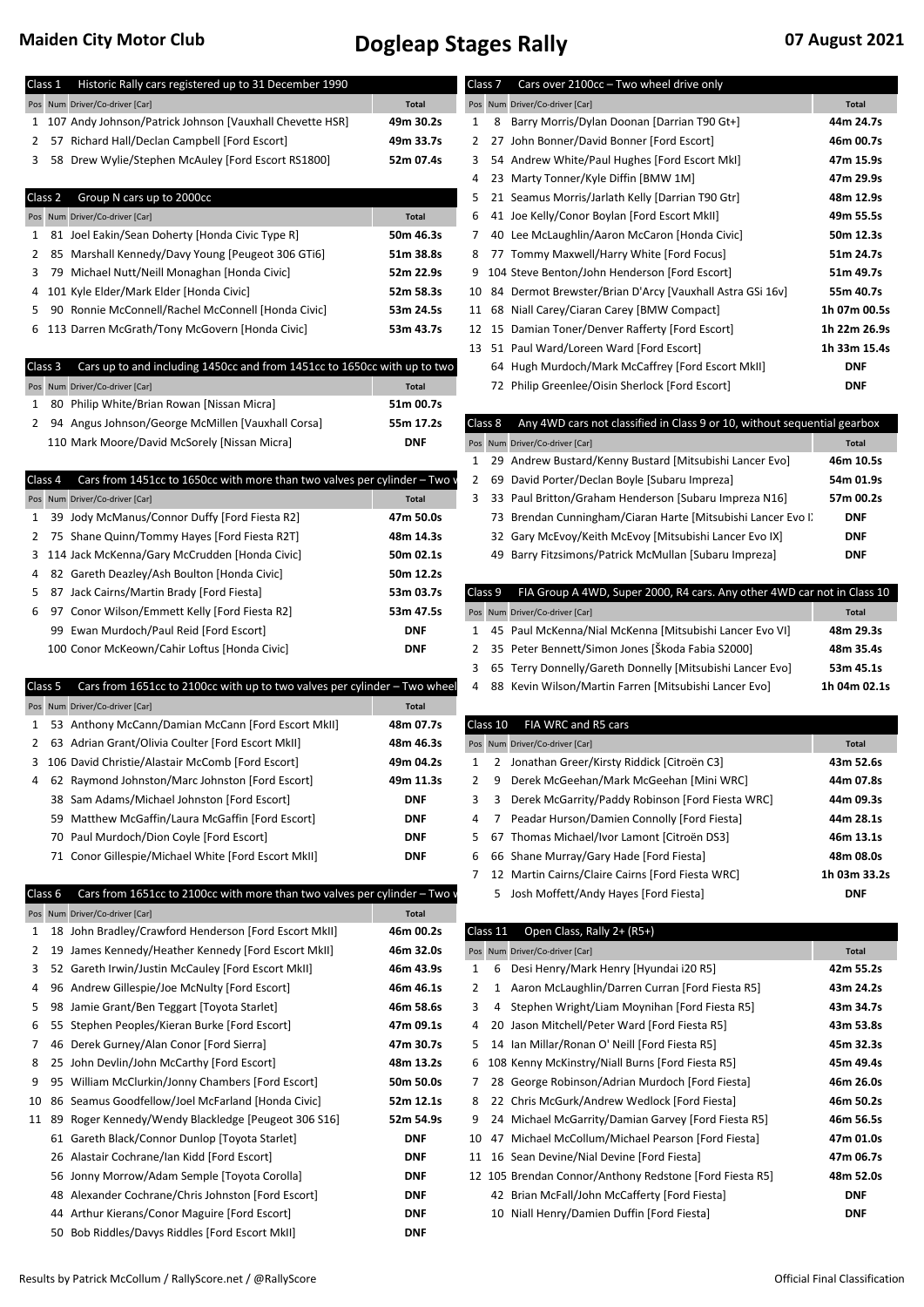# Maiden City Motor Club — Dogleap Stages Rally — 07 August 2021

## Class 1 — Historic Rally cars registered up to 31 December 1990

| Pos | Num | Driver/Co-driver [Car] | Total |
|---|---|---|---|
| 1 | 107 | Andy Johnson/Patrick Johnson [Vauxhall Chevette HSR] | 49m 30.2s |
| 2 | 57 | Richard Hall/Declan Campbell [Ford Escort] | 49m 33.7s |
| 3 | 58 | Drew Wylie/Stephen McAuley [Ford Escort RS1800] | 52m 07.4s |

## Class 2 — Group N cars up to 2000cc

| Pos | Num | Driver/Co-driver [Car] | Total |
|---|---|---|---|
| 1 | 81 | Joel Eakin/Sean Doherty [Honda Civic Type R] | 50m 46.3s |
| 2 | 85 | Marshall Kennedy/Davy Young [Peugeot 306 GTi6] | 51m 38.8s |
| 3 | 79 | Michael Nutt/Neill Monaghan [Honda Civic] | 52m 22.9s |
| 4 | 101 | Kyle Elder/Mark Elder [Honda Civic] | 52m 58.3s |
| 5 | 90 | Ronnie McConnell/Rachel McConnell [Honda Civic] | 53m 24.5s |
| 6 | 113 | Darren McGrath/Tony McGovern [Honda Civic] | 53m 43.7s |

## Class 3 — Cars up to and including 1450cc and from 1451cc to 1650cc with up to two

| Pos | Num | Driver/Co-driver [Car] | Total |
|---|---|---|---|
| 1 | 80 | Philip White/Brian Rowan [Nissan Micra] | 51m 00.7s |
| 2 | 94 | Angus Johnson/George McMillen [Vauxhall Corsa] | 55m 17.2s |
| | 110 | Mark Moore/David McSorely [Nissan Micra] | DNF |

## Class 4 — Cars from 1451cc to 1650cc with more than two valves per cylinder – Two w

| Pos | Num | Driver/Co-driver [Car] | Total |
|---|---|---|---|
| 1 | 39 | Jody McManus/Connor Duffy [Ford Fiesta R2] | 47m 50.0s |
| 2 | 75 | Shane Quinn/Tommy Hayes [Ford Fiesta R2T] | 48m 14.3s |
| 3 | 114 | Jack McKenna/Gary McCrudden [Honda Civic] | 50m 02.1s |
| 4 | 82 | Gareth Deazley/Ash Boulton [Honda Civic] | 50m 12.2s |
| 5 | 87 | Jack Cairns/Martin Brady [Ford Fiesta] | 53m 03.7s |
| 6 | 97 | Conor Wilson/Emmett Kelly [Ford Fiesta R2] | 53m 47.5s |
| | 99 | Ewan Murdoch/Paul Reid [Ford Escort] | DNF |
| | 100 | Conor McKeown/Cahir Loftus [Honda Civic] | DNF |

## Class 5 — Cars from 1651cc to 2100cc with up to two valves per cylinder – Two wheel

| Pos | Num | Driver/Co-driver [Car] | Total |
|---|---|---|---|
| 1 | 53 | Anthony McCann/Damian McCann [Ford Escort MkII] | 48m 07.7s |
| 2 | 63 | Adrian Grant/Olivia Coulter [Ford Escort MkII] | 48m 46.3s |
| 3 | 106 | David Christie/Alastair McComb [Ford Escort] | 49m 04.2s |
| 4 | 62 | Raymond Johnston/Marc Johnston [Ford Escort] | 49m 11.3s |
| | 38 | Sam Adams/Michael Johnston [Ford Escort] | DNF |
| | 59 | Matthew McGaffin/Laura McGaffin [Ford Escort] | DNF |
| | 70 | Paul Murdoch/Dion Coyle [Ford Escort] | DNF |
| | 71 | Conor Gillespie/Michael White [Ford Escort MkII] | DNF |

## Class 6 — Cars from 1651cc to 2100cc with more than two valves per cylinder – Two w

| Pos | Num | Driver/Co-driver [Car] | Total |
|---|---|---|---|
| 1 | 18 | John Bradley/Crawford Henderson [Ford Escort MkII] | 46m 00.2s |
| 2 | 19 | James Kennedy/Heather Kennedy [Ford Escort MkII] | 46m 32.0s |
| 3 | 52 | Gareth Irwin/Justin McCauley [Ford Escort MkII] | 46m 43.9s |
| 4 | 96 | Andrew Gillespie/Joe McNulty [Ford Escort] | 46m 46.1s |
| 5 | 98 | Jamie Grant/Ben Teggart [Toyota Starlet] | 46m 58.6s |
| 6 | 55 | Stephen Peoples/Kieran Burke [Ford Escort] | 47m 09.1s |
| 7 | 46 | Derek Gurney/Alan Conor [Ford Sierra] | 47m 30.7s |
| 8 | 25 | John Devlin/John McCarthy [Ford Escort] | 48m 13.2s |
| 9 | 95 | William McClurkin/Jonny Chambers [Ford Escort] | 50m 50.0s |
| 10 | 86 | Seamus Goodfellow/Joel McFarland [Honda Civic] | 52m 12.1s |
| 11 | 89 | Roger Kennedy/Wendy Blackledge [Peugeot 306 S16] | 52m 54.9s |
| | 61 | Gareth Black/Connor Dunlop [Toyota Starlet] | DNF |
| | 26 | Alastair Cochrane/Ian Kidd [Ford Escort] | DNF |
| | 56 | Jonny Morrow/Adam Semple [Toyota Corolla] | DNF |
| | 48 | Alexander Cochrane/Chris Johnston [Ford Escort] | DNF |
| | 44 | Arthur Kierans/Conor Maguire [Ford Escort] | DNF |
| | 50 | Bob Riddles/Davys Riddles [Ford Escort MkII] | DNF |

## Class 7 — Cars over 2100cc – Two wheel drive only

| Pos | Num | Driver/Co-driver [Car] | Total |
|---|---|---|---|
| 1 | 8 | Barry Morris/Dylan Doonan [Darrian T90 Gt+] | 44m 24.7s |
| 2 | 27 | John Bonner/David Bonner [Ford Escort] | 46m 00.7s |
| 3 | 54 | Andrew White/Paul Hughes [Ford Escort MkI] | 47m 15.9s |
| 4 | 23 | Marty Tonner/Kyle Diffin [BMW 1M] | 47m 29.9s |
| 5 | 21 | Seamus Morris/Jarlath Kelly [Darrian T90 Gtr] | 48m 12.9s |
| 6 | 41 | Joe Kelly/Conor Boylan [Ford Escort MkII] | 49m 55.5s |
| 7 | 40 | Lee McLaughlin/Aaron McCaron [Honda Civic] | 50m 12.3s |
| 8 | 77 | Tommy Maxwell/Harry White [Ford Focus] | 51m 24.7s |
| 9 | 104 | Steve Benton/John Henderson [Ford Escort] | 51m 49.7s |
| 10 | 84 | Dermot Brewster/Brian D'Arcy [Vauxhall Astra GSi 16v] | 55m 40.7s |
| 11 | 68 | Niall Carey/Ciaran Carey [BMW Compact] | 1h 07m 00.5s |
| 12 | 15 | Damian Toner/Denver Rafferty [Ford Escort] | 1h 22m 26.9s |
| 13 | 51 | Paul Ward/Loreen Ward [Ford Escort] | 1h 33m 15.4s |
| | 64 | Hugh Murdoch/Mark McCaffrey [Ford Escort MkII] | DNF |
| | 72 | Philip Greenlee/Oisin Sherlock [Ford Escort] | DNF |

## Class 8 — Any 4WD cars not classified in Class 9 or 10, without sequential gearbox

| Pos | Num | Driver/Co-driver [Car] | Total |
|---|---|---|---|
| 1 | 29 | Andrew Bustard/Kenny Bustard [Mitsubishi Lancer Evo] | 46m 10.5s |
| 2 | 69 | David Porter/Declan Boyle [Subaru Impreza] | 54m 01.9s |
| 3 | 33 | Paul Britton/Graham Henderson [Subaru Impreza N16] | 57m 00.2s |
| | 73 | Brendan Cunningham/Ciaran Harte [Mitsubishi Lancer Evo I] | DNF |
| | 32 | Gary McEvoy/Keith McEvoy [Mitsubishi Lancer Evo IX] | DNF |
| | 49 | Barry Fitzsimons/Patrick McMullan [Subaru Impreza] | DNF |

## Class 9 — FIA Group A 4WD, Super 2000, R4 cars. Any other 4WD car not in Class 10

| Pos | Num | Driver/Co-driver [Car] | Total |
|---|---|---|---|
| 1 | 45 | Paul McKenna/Nial McKenna [Mitsubishi Lancer Evo VI] | 48m 29.3s |
| 2 | 35 | Peter Bennett/Simon Jones [Škoda Fabia S2000] | 48m 35.4s |
| 3 | 65 | Terry Donnelly/Gareth Donnelly [Mitsubishi Lancer Evo] | 53m 45.1s |
| 4 | 88 | Kevin Wilson/Martin Farren [Mitsubishi Lancer Evo] | 1h 04m 02.1s |

## Class 10 — FIA WRC and R5 cars

| Pos | Num | Driver/Co-driver [Car] | Total |
|---|---|---|---|
| 1 | 2 | Jonathan Greer/Kirsty Riddick [Citroën C3] | 43m 52.6s |
| 2 | 9 | Derek McGeehan/Mark McGeehan [Mini WRC] | 44m 07.8s |
| 3 | 3 | Derek McGarrity/Paddy Robinson [Ford Fiesta WRC] | 44m 09.3s |
| 4 | 7 | Peadar Hurson/Damien Connolly [Ford Fiesta] | 44m 28.1s |
| 5 | 67 | Thomas Michael/Ivor Lamont [Citroën DS3] | 46m 13.1s |
| 6 | 66 | Shane Murray/Gary Hade [Ford Fiesta] | 48m 08.0s |
| 7 | 12 | Martin Cairns/Claire Cairns [Ford Fiesta WRC] | 1h 03m 33.2s |
| | 5 | Josh Moffett/Andy Hayes [Ford Fiesta] | DNF |

## Class 11 — Open Class, Rally 2+ (R5+)

| Pos | Num | Driver/Co-driver [Car] | Total |
|---|---|---|---|
| 1 | 6 | Desi Henry/Mark Henry [Hyundai i20 R5] | 42m 55.2s |
| 2 | 1 | Aaron McLaughlin/Darren Curran [Ford Fiesta R5] | 43m 24.2s |
| 3 | 4 | Stephen Wright/Liam Moynihan [Ford Fiesta R5] | 43m 34.7s |
| 4 | 20 | Jason Mitchell/Peter Ward [Ford Fiesta R5] | 43m 53.8s |
| 5 | 14 | Ian Millar/Ronan O' Neill [Ford Fiesta R5] | 45m 32.3s |
| 6 | 108 | Kenny McKinstry/Niall Burns [Ford Fiesta R5] | 45m 49.4s |
| 7 | 28 | George Robinson/Adrian Murdoch [Ford Fiesta] | 46m 26.0s |
| 8 | 22 | Chris McGurk/Andrew Wedlock [Ford Fiesta] | 46m 50.2s |
| 9 | 24 | Michael McGarrity/Damian Garvey [Ford Fiesta R5] | 46m 56.5s |
| 10 | 47 | Michael McCollum/Michael Pearson [Ford Fiesta] | 47m 01.0s |
| 11 | 16 | Sean Devine/Nial Devine [Ford Fiesta] | 47m 06.7s |
| 12 | 105 | Brendan Connor/Anthony Redstone [Ford Fiesta R5] | 48m 52.0s |
| | 42 | Brian McFall/John McCafferty [Ford Fiesta] | DNF |
| | 10 | Niall Henry/Damien Duffin [Ford Fiesta] | DNF |

Results by Patrick McCollum / RallyScore.net / @RallyScore — Official Final Classification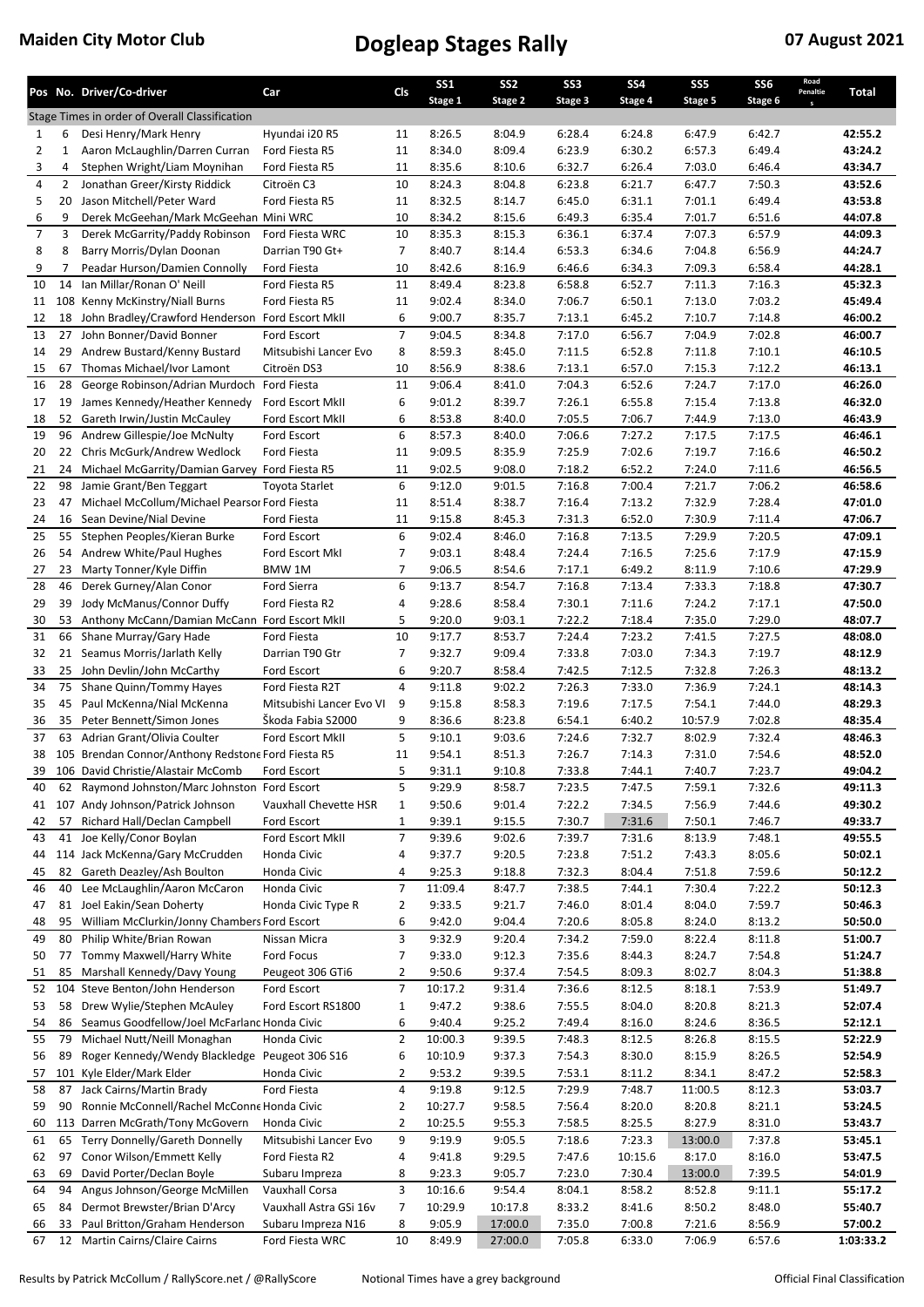**Maiden City Motor Club** **Dogleap Stages Rally** **07 August 2021**

| Pos | No. | Driver/Co-driver | Car | Cls | SS1 Stage 1 | SS2 Stage 2 | SS3 Stage 3 | SS4 Stage 4 | SS5 Stage 5 | SS6 Stage 6 | Road Penalties | Total |
|---|---|---|---|---|---|---|---|---|---|---|---|---|
| Stage Times in order of Overall Classification | | | | | | | | | | | | |
| 1 | 6 | Desi Henry/Mark Henry | Hyundai i20 R5 | 11 | 8:26.5 | 8:04.9 | 6:28.4 | 6:24.8 | 6:47.9 | 6:42.7 | | **42:55.2** |
| 2 | 1 | Aaron McLaughlin/Darren Curran | Ford Fiesta R5 | 11 | 8:34.0 | 8:09.4 | 6:23.9 | 6:30.2 | 6:57.3 | 6:49.4 | | **43:24.2** |
| 3 | 4 | Stephen Wright/Liam Moynihan | Ford Fiesta R5 | 11 | 8:35.6 | 8:10.6 | 6:32.7 | 6:26.4 | 7:03.0 | 6:46.4 | | **43:34.7** |
| 4 | 2 | Jonathan Greer/Kirsty Riddick | Citroën C3 | 10 | 8:24.3 | 8:04.8 | 6:23.8 | 6:21.7 | 6:47.7 | 7:50.3 | | **43:52.6** |
| 5 | 20 | Jason Mitchell/Peter Ward | Ford Fiesta R5 | 11 | 8:32.5 | 8:14.7 | 6:45.0 | 6:31.1 | 7:01.1 | 6:49.4 | | **43:53.8** |
| 6 | 9 | Derek McGeehan/Mark McGeehan | Mini WRC | 10 | 8:34.2 | 8:15.6 | 6:49.3 | 6:35.4 | 7:01.7 | 6:51.6 | | **44:07.8** |
| 7 | 3 | Derek McGarrity/Paddy Robinson | Ford Fiesta WRC | 10 | 8:35.3 | 8:15.3 | 6:36.1 | 6:37.4 | 7:07.3 | 6:57.9 | | **44:09.3** |
| 8 | 8 | Barry Morris/Dylan Doonan | Darrian T90 Gt+ | 7 | 8:40.7 | 8:14.4 | 6:53.3 | 6:34.6 | 7:04.8 | 6:56.9 | | **44:24.7** |
| 9 | 7 | Peadar Hurson/Damien Connolly | Ford Fiesta | 10 | 8:42.6 | 8:16.9 | 6:46.6 | 6:34.3 | 7:09.3 | 6:58.4 | | **44:28.1** |
| 10 | 14 | Ian Millar/Ronan O' Neill | Ford Fiesta R5 | 11 | 8:49.4 | 8:23.8 | 6:58.8 | 6:52.7 | 7:11.3 | 7:16.3 | | **45:32.3** |
| 11 | 108 | Kenny McKinstry/Niall Burns | Ford Fiesta R5 | 11 | 9:02.4 | 8:34.0 | 7:06.7 | 6:50.1 | 7:13.0 | 7:03.2 | | **45:49.4** |
| 12 | 18 | John Bradley/Crawford Henderson | Ford Escort MkII | 6 | 9:00.7 | 8:35.7 | 7:13.1 | 6:45.2 | 7:10.7 | 7:14.8 | | **46:00.2** |
| 13 | 27 | John Bonner/David Bonner | Ford Escort | 7 | 9:04.5 | 8:34.8 | 7:17.0 | 6:56.7 | 7:04.9 | 7:02.8 | | **46:00.7** |
| 14 | 29 | Andrew Bustard/Kenny Bustard | Mitsubishi Lancer Evo | 8 | 8:59.3 | 8:45.0 | 7:11.5 | 6:52.8 | 7:11.8 | 7:10.1 | | **46:10.5** |
| 15 | 67 | Thomas Michael/Ivor Lamont | Citroën DS3 | 10 | 8:56.9 | 8:38.6 | 7:13.1 | 6:57.0 | 7:15.3 | 7:12.2 | | **46:13.1** |
| 16 | 28 | George Robinson/Adrian Murdoch | Ford Fiesta | 11 | 9:06.4 | 8:41.0 | 7:04.3 | 6:52.6 | 7:24.7 | 7:17.0 | | **46:26.0** |
| 17 | 19 | James Kennedy/Heather Kennedy | Ford Escort MkII | 6 | 9:01.2 | 8:39.7 | 7:26.1 | 6:55.8 | 7:15.4 | 7:13.8 | | **46:32.0** |
| 18 | 52 | Gareth Irwin/Justin McCauley | Ford Escort MkII | 6 | 8:53.8 | 8:40.0 | 7:05.5 | 7:06.7 | 7:44.9 | 7:13.0 | | **46:43.9** |
| 19 | 96 | Andrew Gillespie/Joe McNulty | Ford Escort | 6 | 8:57.3 | 8:40.0 | 7:06.6 | 7:27.2 | 7:17.5 | 7:17.5 | | **46:46.1** |
| 20 | 22 | Chris McGurk/Andrew Wedlock | Ford Fiesta | 11 | 9:09.5 | 8:35.9 | 7:25.9 | 7:02.6 | 7:19.7 | 7:16.6 | | **46:50.2** |
| 21 | 24 | Michael McGarrity/Damian Garvey | Ford Fiesta R5 | 11 | 9:02.5 | 9:08.0 | 7:18.2 | 6:52.2 | 7:24.0 | 7:11.6 | | **46:56.5** |
| 22 | 98 | Jamie Grant/Ben Teggart | Toyota Starlet | 6 | 9:12.0 | 9:01.5 | 7:16.8 | 7:00.4 | 7:21.7 | 7:06.2 | | **46:58.6** |
| 23 | 47 | Michael McCollum/Michael Pearson | Ford Fiesta | 11 | 8:51.4 | 8:38.7 | 7:16.4 | 7:13.2 | 7:32.9 | 7:28.4 | | **47:01.0** |
| 24 | 16 | Sean Devine/Nial Devine | Ford Fiesta | 11 | 9:15.8 | 8:45.3 | 7:31.3 | 6:52.0 | 7:30.9 | 7:11.4 | | **47:06.7** |
| 25 | 55 | Stephen Peoples/Kieran Burke | Ford Escort | 6 | 9:02.4 | 8:46.0 | 7:16.8 | 7:13.5 | 7:29.9 | 7:20.5 | | **47:09.1** |
| 26 | 54 | Andrew White/Paul Hughes | Ford Escort MkI | 7 | 9:03.1 | 8:48.4 | 7:24.4 | 7:16.5 | 7:25.6 | 7:17.9 | | **47:15.9** |
| 27 | 23 | Marty Tonner/Kyle Diffin | BMW 1M | 7 | 9:06.5 | 8:54.6 | 7:17.1 | 6:49.2 | 8:11.9 | 7:10.6 | | **47:29.9** |
| 28 | 46 | Derek Gurney/Alan Conor | Ford Sierra | 6 | 9:13.7 | 8:54.7 | 7:16.8 | 7:13.4 | 7:33.3 | 7:18.8 | | **47:30.7** |
| 29 | 39 | Jody McManus/Connor Duffy | Ford Fiesta R2 | 4 | 9:28.6 | 8:58.4 | 7:30.1 | 7:11.6 | 7:24.2 | 7:17.1 | | **47:50.0** |
| 30 | 53 | Anthony McCann/Damian McCann | Ford Escort MkII | 5 | 9:20.0 | 9:03.1 | 7:22.2 | 7:18.4 | 7:35.0 | 7:29.0 | | **48:07.7** |
| 31 | 66 | Shane Murray/Gary Hade | Ford Fiesta | 10 | 9:17.7 | 8:53.7 | 7:24.4 | 7:23.2 | 7:41.5 | 7:27.5 | | **48:08.0** |
| 32 | 21 | Seamus Morris/Jarlath Kelly | Darrian T90 Gtr | 7 | 9:32.7 | 9:09.4 | 7:33.8 | 7:03.0 | 7:34.3 | 7:19.7 | | **48:12.9** |
| 33 | 25 | John Devlin/John McCarthy | Ford Escort | 6 | 9:20.7 | 8:58.4 | 7:42.5 | 7:12.5 | 7:32.8 | 7:26.3 | | **48:13.2** |
| 34 | 75 | Shane Quinn/Tommy Hayes | Ford Fiesta R2T | 4 | 9:11.8 | 9:02.2 | 7:26.3 | 7:33.0 | 7:36.9 | 7:24.1 | | **48:14.3** |
| 35 | 45 | Paul McKenna/Nial McKenna | Mitsubishi Lancer Evo VI | 9 | 9:15.8 | 8:58.3 | 7:19.6 | 7:17.5 | 7:54.1 | 7:44.0 | | **48:29.3** |
| 36 | 35 | Peter Bennett/Simon Jones | Škoda Fabia S2000 | 9 | 8:36.6 | 8:23.8 | 6:54.1 | 6:40.2 | 10:57.9 | 7:02.8 | | **48:35.4** |
| 37 | 63 | Adrian Grant/Olivia Coulter | Ford Escort MkII | 5 | 9:10.1 | 9:03.6 | 7:24.6 | 7:32.7 | 8:02.9 | 7:32.4 | | **48:46.3** |
| 38 | 105 | Brendan Connor/Anthony Redstone | Ford Fiesta R5 | 11 | 9:54.1 | 8:51.3 | 7:26.7 | 7:14.3 | 7:31.0 | 7:54.6 | | **48:52.0** |
| 39 | 106 | David Christie/Alastair McComb | Ford Escort | 5 | 9:31.1 | 9:10.8 | 7:33.8 | 7:44.1 | 7:40.7 | 7:23.7 | | **49:04.2** |
| 40 | 62 | Raymond Johnston/Marc Johnston | Ford Escort | 5 | 9:29.9 | 8:58.7 | 7:23.5 | 7:47.5 | 7:59.1 | 7:32.6 | | **49:11.3** |
| 41 | 107 | Andy Johnson/Patrick Johnson | Vauxhall Chevette HSR | 1 | 9:50.6 | 9:01.4 | 7:22.2 | 7:34.5 | 7:56.9 | 7:44.6 | | **49:30.2** |
| 42 | 57 | Richard Hall/Declan Campbell | Ford Escort | 1 | 9:39.1 | 9:15.5 | 7:30.7 | 7:31.6 | 7:50.1 | 7:46.7 | | **49:33.7** |
| 43 | 41 | Joe Kelly/Conor Boylan | Ford Escort MkII | 7 | 9:39.6 | 9:02.6 | 7:39.7 | 7:31.6 | 8:13.9 | 7:48.1 | | **49:55.5** |
| 44 | 114 | Jack McKenna/Gary McCrudden | Honda Civic | 4 | 9:37.7 | 9:20.5 | 7:23.8 | 7:51.2 | 7:43.3 | 8:05.6 | | **50:02.1** |
| 45 | 82 | Gareth Deazley/Ash Boulton | Honda Civic | 4 | 9:25.3 | 9:18.8 | 7:32.3 | 8:04.4 | 7:51.8 | 7:59.6 | | **50:12.2** |
| 46 | 40 | Lee McLaughlin/Aaron McCaron | Honda Civic | 7 | 11:09.4 | 8:47.7 | 7:38.5 | 7:44.1 | 7:30.4 | 7:22.2 | | **50:12.3** |
| 47 | 81 | Joel Eakin/Sean Doherty | Honda Civic Type R | 2 | 9:33.5 | 9:21.7 | 7:46.0 | 8:01.4 | 8:04.0 | 7:59.7 | | **50:46.3** |
| 48 | 95 | William McClurkin/Jonny Chambers | Ford Escort | 6 | 9:42.0 | 9:04.4 | 7:20.6 | 8:05.8 | 8:24.0 | 8:13.2 | | **50:50.0** |
| 49 | 80 | Philip White/Brian Rowan | Nissan Micra | 3 | 9:32.9 | 9:20.4 | 7:34.2 | 7:59.0 | 8:22.4 | 8:11.8 | | **51:00.7** |
| 50 | 77 | Tommy Maxwell/Harry White | Ford Focus | 7 | 9:33.0 | 9:12.3 | 7:35.6 | 8:44.3 | 8:24.7 | 7:54.8 | | **51:24.7** |
| 51 | 85 | Marshall Kennedy/Davy Young | Peugeot 306 GTi6 | 2 | 9:50.6 | 9:37.4 | 7:54.5 | 8:09.3 | 8:02.7 | 8:04.3 | | **51:38.8** |
| 52 | 104 | Steve Benton/John Henderson | Ford Escort | 7 | 10:17.2 | 9:31.4 | 7:36.6 | 8:12.5 | 8:18.1 | 7:53.9 | | **51:49.7** |
| 53 | 58 | Drew Wylie/Stephen McAuley | Ford Escort RS1800 | 1 | 9:47.2 | 9:38.6 | 7:55.5 | 8:04.0 | 8:20.8 | 8:21.3 | | **52:07.4** |
| 54 | 86 | Seamus Goodfellow/Joel McFarland | Honda Civic | 6 | 9:40.4 | 9:25.2 | 7:49.4 | 8:16.0 | 8:24.6 | 8:36.5 | | **52:12.1** |
| 55 | 79 | Michael Nutt/Neill Monaghan | Honda Civic | 2 | 10:00.3 | 9:39.5 | 7:48.3 | 8:12.5 | 8:26.8 | 8:15.5 | | **52:22.9** |
| 56 | 89 | Roger Kennedy/Wendy Blackledge | Peugeot 306 S16 | 6 | 10:10.9 | 9:37.3 | 7:54.3 | 8:30.0 | 8:15.9 | 8:26.5 | | **52:54.9** |
| 57 | 101 | Kyle Elder/Mark Elder | Honda Civic | 2 | 9:53.2 | 9:39.5 | 7:53.1 | 8:11.2 | 8:34.1 | 8:47.2 | | **52:58.3** |
| 58 | 87 | Jack Cairns/Martin Brady | Ford Fiesta | 4 | 9:19.8 | 9:12.5 | 7:29.9 | 7:48.7 | 11:00.5 | 8:12.3 | | **53:03.7** |
| 59 | 90 | Ronnie McConnell/Rachel McConnell | Honda Civic | 2 | 10:27.7 | 9:58.5 | 7:56.4 | 8:20.0 | 8:20.8 | 8:21.1 | | **53:24.5** |
| 60 | 113 | Darren McGrath/Tony McGovern | Honda Civic | 2 | 10:25.5 | 9:55.3 | 7:58.5 | 8:25.5 | 8:27.9 | 8:31.0 | | **53:43.7** |
| 61 | 65 | Terry Donnelly/Gareth Donnelly | Mitsubishi Lancer Evo | 9 | 9:19.9 | 9:05.5 | 7:18.6 | 7:23.3 | 13:00.0 | 7:37.8 | | **53:45.1** |
| 62 | 97 | Conor Wilson/Emmett Kelly | Ford Fiesta R2 | 4 | 9:41.8 | 9:29.5 | 7:47.6 | 10:15.6 | 8:17.0 | 8:16.0 | | **53:47.5** |
| 63 | 69 | David Porter/Declan Boyle | Subaru Impreza | 8 | 9:23.3 | 9:05.7 | 7:23.0 | 7:30.4 | 13:00.0 | 7:39.5 | | **54:01.9** |
| 64 | 94 | Angus Johnson/George McMillen | Vauxhall Corsa | 3 | 10:16.6 | 9:54.4 | 8:04.1 | 8:58.2 | 8:52.8 | 9:11.1 | | **55:17.2** |
| 65 | 84 | Dermot Brewster/Brian D'Arcy | Vauxhall Astra GSi 16v | 7 | 10:29.9 | 10:17.8 | 8:33.2 | 8:41.6 | 8:50.2 | 8:48.0 | | **55:40.7** |
| 66 | 33 | Paul Britton/Graham Henderson | Subaru Impreza N16 | 8 | 9:05.9 | 17:00.0 | 7:35.0 | 7:00.8 | 7:21.6 | 8:56.9 | | **57:00.2** |
| 67 | 12 | Martin Cairns/Claire Cairns | Ford Fiesta WRC | 10 | 8:49.9 | 27:00.0 | 7:05.8 | 6:33.0 | 7:06.9 | 6:57.6 | | **1:03:33.2** |

Results by Patrick McCollum / RallyScore.net / @RallyScore — Notional Times have a grey background — Official Final Classification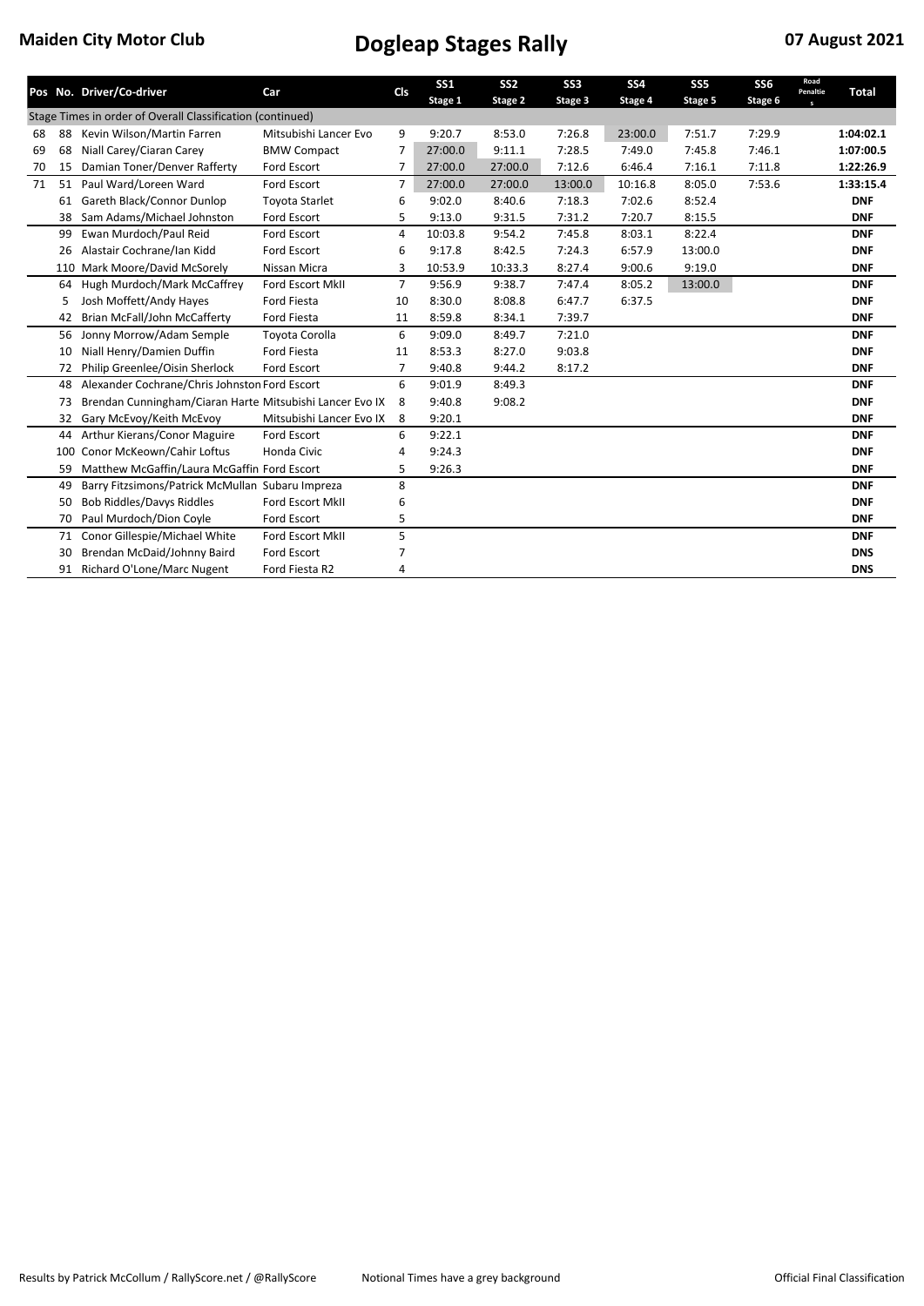**Maiden City Motor Club** | **Dogleap Stages Rally** | **07 August 2021**

| Pos | No. | Driver/Co-driver | Car | Cls | SS1 Stage 1 | SS2 Stage 2 | SS3 Stage 3 | SS4 Stage 4 | SS5 Stage 5 | SS6 Stage 6 | Road Penalties | Total |
|---|---|---|---|---|---|---|---|---|---|---|---|---|
| Stage Times in order of Overall Classification (continued) | | | | | | | | | | | | |
| 68 | 88 | Kevin Wilson/Martin Farren | Mitsubishi Lancer Evo | 9 | 9:20.7 | 8:53.0 | 7:26.8 | 23:00.0 | 7:51.7 | 7:29.9 | | **1:04:02.1** |
| 69 | 68 | Niall Carey/Ciaran Carey | BMW Compact | 7 | 27:00.0 | 9:11.1 | 7:28.5 | 7:49.0 | 7:45.8 | 7:46.1 | | **1:07:00.5** |
| 70 | 15 | Damian Toner/Denver Rafferty | Ford Escort | 7 | 27:00.0 | 27:00.0 | 7:12.6 | 6:46.4 | 7:16.1 | 7:11.8 | | **1:22:26.9** |
| 71 | 51 | Paul Ward/Loreen Ward | Ford Escort | 7 | 27:00.0 | 27:00.0 | 13:00.0 | 10:16.8 | 8:05.0 | 7:53.6 | | **1:33:15.4** |
| | 61 | Gareth Black/Connor Dunlop | Toyota Starlet | 6 | 9:02.0 | 8:40.6 | 7:18.3 | 7:02.6 | 8:52.4 | | | **DNF** |
| | 38 | Sam Adams/Michael Johnston | Ford Escort | 5 | 9:13.0 | 9:31.5 | 7:31.2 | 7:20.7 | 8:15.5 | | | **DNF** |
| | 99 | Ewan Murdoch/Paul Reid | Ford Escort | 4 | 10:03.8 | 9:54.2 | 7:45.8 | 8:03.1 | 8:22.4 | | | **DNF** |
| | 26 | Alastair Cochrane/Ian Kidd | Ford Escort | 6 | 9:17.8 | 8:42.5 | 7:24.3 | 6:57.9 | 13:00.0 | | | **DNF** |
| | 110 | Mark Moore/David McSorely | Nissan Micra | 3 | 10:53.9 | 10:33.3 | 8:27.4 | 9:00.6 | 9:19.0 | | | **DNF** |
| | 64 | Hugh Murdoch/Mark McCaffrey | Ford Escort MkII | 7 | 9:56.9 | 9:38.7 | 7:47.4 | 8:05.2 | 13:00.0 | | | **DNF** |
| | 5 | Josh Moffett/Andy Hayes | Ford Fiesta | 10 | 8:30.0 | 8:08.8 | 6:47.7 | 6:37.5 | | | | **DNF** |
| | 42 | Brian McFall/John McCafferty | Ford Fiesta | 11 | 8:59.8 | 8:34.1 | 7:39.7 | | | | | **DNF** |
| | 56 | Jonny Morrow/Adam Semple | Toyota Corolla | 6 | 9:09.0 | 8:49.7 | 7:21.0 | | | | | **DNF** |
| | 10 | Niall Henry/Damien Duffin | Ford Fiesta | 11 | 8:53.3 | 8:27.0 | 9:03.8 | | | | | **DNF** |
| | 72 | Philip Greenlee/Oisin Sherlock | Ford Escort | 7 | 9:40.8 | 9:44.2 | 8:17.2 | | | | | **DNF** |
| | 48 | Alexander Cochrane/Chris Johnston | Ford Escort | 6 | 9:01.9 | 8:49.3 | | | | | | **DNF** |
| | 73 | Brendan Cunningham/Ciaran Harte | Mitsubishi Lancer Evo IX | 8 | 9:40.8 | 9:08.2 | | | | | | **DNF** |
| | 32 | Gary McEvoy/Keith McEvoy | Mitsubishi Lancer Evo IX | 8 | 9:20.1 | | | | | | | **DNF** |
| | 44 | Arthur Kierans/Conor Maguire | Ford Escort | 6 | 9:22.1 | | | | | | | **DNF** |
| | 100 | Conor McKeown/Cahir Loftus | Honda Civic | 4 | 9:24.3 | | | | | | | **DNF** |
| | 59 | Matthew McGaffin/Laura McGaffin | Ford Escort | 5 | 9:26.3 | | | | | | | **DNF** |
| | 49 | Barry Fitzsimons/Patrick McMullan | Subaru Impreza | 8 | | | | | | | | **DNF** |
| | 50 | Bob Riddles/Davys Riddles | Ford Escort MkII | 6 | | | | | | | | **DNF** |
| | 70 | Paul Murdoch/Dion Coyle | Ford Escort | 5 | | | | | | | | **DNF** |
| | 71 | Conor Gillespie/Michael White | Ford Escort MkII | 5 | | | | | | | | **DNF** |
| | 30 | Brendan McDaid/Johnny Baird | Ford Escort | 7 | | | | | | | | **DNS** |
| | 91 | Richard O'Lone/Marc Nugent | Ford Fiesta R2 | 4 | | | | | | | | **DNS** |

Results by Patrick McCollum / RallyScore.net / @RallyScore — Notional Times have a grey background — Official Final Classification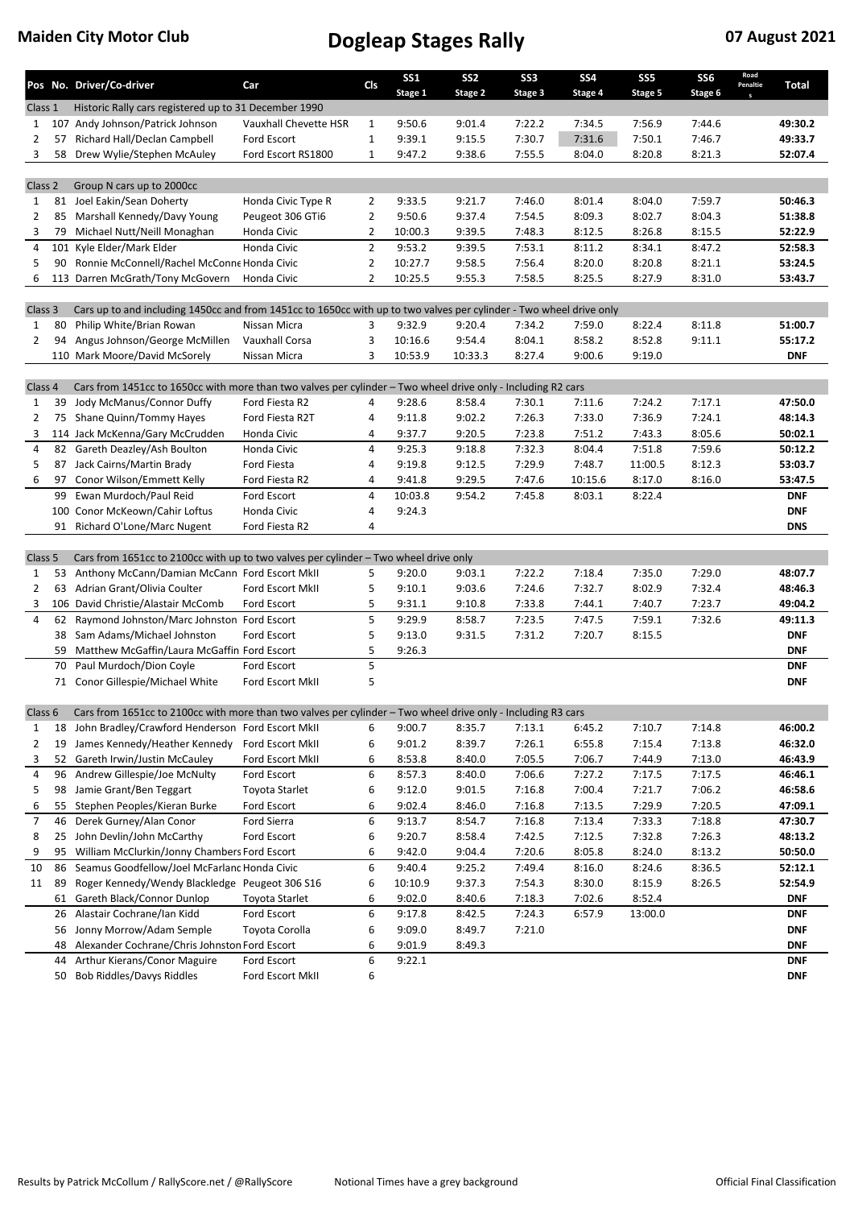# Maiden City Motor Club

## Dogleap Stages Rally

**07 August 2021**

| Pos | No. | Driver/Co-driver | Car | Cls | SS1 Stage 1 | SS2 Stage 2 | SS3 Stage 3 | SS4 Stage 4 | SS5 Stage 5 | SS6 Stage 6 | Road Penalties | Total |
|---|---|---|---|---|---|---|---|---|---|---|---|---|
| Class 1 | | Historic Rally cars registered up to 31 December 1990 | | | | | | | | | | |
| 1 | 107 | Andy Johnson/Patrick Johnson | Vauxhall Chevette HSR | 1 | 9:50.6 | 9:01.4 | 7:22.2 | 7:34.5 | 7:56.9 | 7:44.6 | | **49:30.2** |
| 2 | 57 | Richard Hall/Declan Campbell | Ford Escort | 1 | 9:39.1 | 9:15.5 | 7:30.7 | 7:31.6 | 7:50.1 | 7:46.7 | | **49:33.7** |
| 3 | 58 | Drew Wylie/Stephen McAuley | Ford Escort RS1800 | 1 | 9:47.2 | 9:38.6 | 7:55.5 | 8:04.0 | 8:20.8 | 8:21.3 | | **52:07.4** |
| Class 2 | | Group N cars up to 2000cc | | | | | | | | | | |
| 1 | 81 | Joel Eakin/Sean Doherty | Honda Civic Type R | 2 | 9:33.5 | 9:21.7 | 7:46.0 | 8:01.4 | 8:04.0 | 7:59.7 | | **50:46.3** |
| 2 | 85 | Marshall Kennedy/Davy Young | Peugeot 306 GTi6 | 2 | 9:50.6 | 9:37.4 | 7:54.5 | 8:09.3 | 8:02.7 | 8:04.3 | | **51:38.8** |
| 3 | 79 | Michael Nutt/Neill Monaghan | Honda Civic | 2 | 10:00.3 | 9:39.5 | 7:48.3 | 8:12.5 | 8:26.8 | 8:15.5 | | **52:22.9** |
| 4 | 101 | Kyle Elder/Mark Elder | Honda Civic | 2 | 9:53.2 | 9:39.5 | 7:53.1 | 8:11.2 | 8:34.1 | 8:47.2 | | **52:58.3** |
| 5 | 90 | Ronnie McConnell/Rachel McConne | Honda Civic | 2 | 10:27.7 | 9:58.5 | 7:56.4 | 8:20.0 | 8:20.8 | 8:21.1 | | **53:24.5** |
| 6 | 113 | Darren McGrath/Tony McGovern | Honda Civic | 2 | 10:25.5 | 9:55.3 | 7:58.5 | 8:25.5 | 8:27.9 | 8:31.0 | | **53:43.7** |
| Class 3 | | Cars up to and including 1450cc and from 1451cc to 1650cc with up to two valves per cylinder - Two wheel drive only | | | | | | | | | | |
| 1 | 80 | Philip White/Brian Rowan | Nissan Micra | 3 | 9:32.9 | 9:20.4 | 7:34.2 | 7:59.0 | 8:22.4 | 8:11.8 | | **51:00.7** |
| 2 | 94 | Angus Johnson/George McMillen | Vauxhall Corsa | 3 | 10:16.6 | 9:54.4 | 8:04.1 | 8:58.2 | 8:52.8 | 9:11.1 | | **55:17.2** |
| | 110 | Mark Moore/David McSorely | Nissan Micra | 3 | 10:53.9 | 10:33.3 | 8:27.4 | 9:00.6 | 9:19.0 | | | **DNF** |
| Class 4 | | Cars from 1451cc to 1650cc with more than two valves per cylinder – Two wheel drive only - Including R2 cars | | | | | | | | | | |
| 1 | 39 | Jody McManus/Connor Duffy | Ford Fiesta R2 | 4 | 9:28.6 | 8:58.4 | 7:30.1 | 7:11.6 | 7:24.2 | 7:17.1 | | **47:50.0** |
| 2 | 75 | Shane Quinn/Tommy Hayes | Ford Fiesta R2T | 4 | 9:11.8 | 9:02.2 | 7:26.3 | 7:33.0 | 7:36.9 | 7:24.1 | | **48:14.3** |
| 3 | 114 | Jack McKenna/Gary McCrudden | Honda Civic | 4 | 9:37.7 | 9:20.5 | 7:23.8 | 7:51.2 | 7:43.3 | 8:05.6 | | **50:02.1** |
| 4 | 82 | Gareth Deazley/Ash Boulton | Honda Civic | 4 | 9:25.3 | 9:18.8 | 7:32.3 | 8:04.4 | 7:51.8 | 7:59.6 | | **50:12.2** |
| 5 | 87 | Jack Cairns/Martin Brady | Ford Fiesta | 4 | 9:19.8 | 9:12.5 | 7:29.9 | 7:48.7 | 11:00.5 | 8:12.3 | | **53:03.7** |
| 6 | 97 | Conor Wilson/Emmett Kelly | Ford Fiesta R2 | 4 | 9:41.8 | 9:29.5 | 7:47.6 | 10:15.6 | 8:17.0 | 8:16.0 | | **53:47.5** |
| | 99 | Ewan Murdoch/Paul Reid | Ford Escort | 4 | 10:03.8 | 9:54.2 | 7:45.8 | 8:03.1 | 8:22.4 | | | **DNF** |
| | 100 | Conor McKeown/Cahir Loftus | Honda Civic | 4 | 9:24.3 | | | | | | | **DNF** |
| | 91 | Richard O'Lone/Marc Nugent | Ford Fiesta R2 | 4 | | | | | | | | **DNS** |
| Class 5 | | Cars from 1651cc to 2100cc with up to two valves per cylinder – Two wheel drive only | | | | | | | | | | |
| 1 | 53 | Anthony McCann/Damian McCann | Ford Escort MkII | 5 | 9:20.0 | 9:03.1 | 7:22.2 | 7:18.4 | 7:35.0 | 7:29.0 | | **48:07.7** |
| 2 | 63 | Adrian Grant/Olivia Coulter | Ford Escort MkII | 5 | 9:10.1 | 9:03.6 | 7:24.6 | 7:32.7 | 8:02.9 | 7:32.4 | | **48:46.3** |
| 3 | 106 | David Christie/Alastair McComb | Ford Escort | 5 | 9:31.1 | 9:10.8 | 7:33.8 | 7:44.1 | 7:40.7 | 7:23.7 | | **49:04.2** |
| 4 | 62 | Raymond Johnston/Marc Johnston | Ford Escort | 5 | 9:29.9 | 8:58.7 | 7:23.5 | 7:47.5 | 7:59.1 | 7:32.6 | | **49:11.3** |
| | 38 | Sam Adams/Michael Johnston | Ford Escort | 5 | 9:13.0 | 9:31.5 | 7:31.2 | 7:20.7 | 8:15.5 | | | **DNF** |
| | 59 | Matthew McGaffin/Laura McGaffin | Ford Escort | 5 | 9:26.3 | | | | | | | **DNF** |
| | 70 | Paul Murdoch/Dion Coyle | Ford Escort | 5 | | | | | | | | **DNF** |
| | 71 | Conor Gillespie/Michael White | Ford Escort MkII | 5 | | | | | | | | **DNF** |
| Class 6 | | Cars from 1651cc to 2100cc with more than two valves per cylinder – Two wheel drive only - Including R3 cars | | | | | | | | | | |
| 1 | 18 | John Bradley/Crawford Henderson | Ford Escort MkII | 6 | 9:00.7 | 8:35.7 | 7:13.1 | 6:45.2 | 7:10.7 | 7:14.8 | | **46:00.2** |
| 2 | 19 | James Kennedy/Heather Kennedy | Ford Escort MkII | 6 | 9:01.2 | 8:39.7 | 7:26.1 | 6:55.8 | 7:15.4 | 7:13.8 | | **46:32.0** |
| 3 | 52 | Gareth Irwin/Justin McCauley | Ford Escort MkII | 6 | 8:53.8 | 8:40.0 | 7:05.5 | 7:06.7 | 7:44.9 | 7:13.0 | | **46:43.9** |
| 4 | 96 | Andrew Gillespie/Joe McNulty | Ford Escort | 6 | 8:57.3 | 8:40.0 | 7:06.6 | 7:27.2 | 7:17.5 | 7:17.5 | | **46:46.1** |
| 5 | 98 | Jamie Grant/Ben Teggart | Toyota Starlet | 6 | 9:12.0 | 9:01.5 | 7:16.8 | 7:00.4 | 7:21.7 | 7:06.2 | | **46:58.6** |
| 6 | 55 | Stephen Peoples/Kieran Burke | Ford Escort | 6 | 9:02.4 | 8:46.0 | 7:16.8 | 7:13.5 | 7:29.9 | 7:20.5 | | **47:09.1** |
| 7 | 46 | Derek Gurney/Alan Conor | Ford Sierra | 6 | 9:13.7 | 8:54.7 | 7:16.8 | 7:13.4 | 7:33.3 | 7:18.8 | | **47:30.7** |
| 8 | 25 | John Devlin/John McCarthy | Ford Escort | 6 | 9:20.7 | 8:58.4 | 7:42.5 | 7:12.5 | 7:32.8 | 7:26.3 | | **48:13.2** |
| 9 | 95 | William McClurkin/Jonny Chambers | Ford Escort | 6 | 9:42.0 | 9:04.4 | 7:20.6 | 8:05.8 | 8:24.0 | 8:13.2 | | **50:50.0** |
| 10 | 86 | Seamus Goodfellow/Joel McFarlanc | Honda Civic | 6 | 9:40.4 | 9:25.2 | 7:49.4 | 8:16.0 | 8:24.6 | 8:36.5 | | **52:12.1** |
| 11 | 89 | Roger Kennedy/Wendy Blackledge | Peugeot 306 S16 | 6 | 10:10.9 | 9:37.3 | 7:54.3 | 8:30.0 | 8:15.9 | 8:26.5 | | **52:54.9** |
| | 61 | Gareth Black/Connor Dunlop | Toyota Starlet | 6 | 9:02.0 | 8:40.6 | 7:18.3 | 7:02.6 | 8:52.4 | | | **DNF** |
| | 26 | Alastair Cochrane/Ian Kidd | Ford Escort | 6 | 9:17.8 | 8:42.5 | 7:24.3 | 6:57.9 | 13:00.0 | | | **DNF** |
| | 56 | Jonny Morrow/Adam Semple | Toyota Corolla | 6 | 9:09.0 | 8:49.7 | 7:21.0 | | | | | **DNF** |
| | 48 | Alexander Cochrane/Chris Johnston | Ford Escort | 6 | 9:01.9 | 8:49.3 | | | | | | **DNF** |
| | 44 | Arthur Kierans/Conor Maguire | Ford Escort | 6 | 9:22.1 | | | | | | | **DNF** |
| | 50 | Bob Riddles/Davys Riddles | Ford Escort MkII | 6 | | | | | | | | **DNF** |

Results by Patrick McCollum / RallyScore.net / @RallyScore — Notional Times have a grey background — Official Final Classification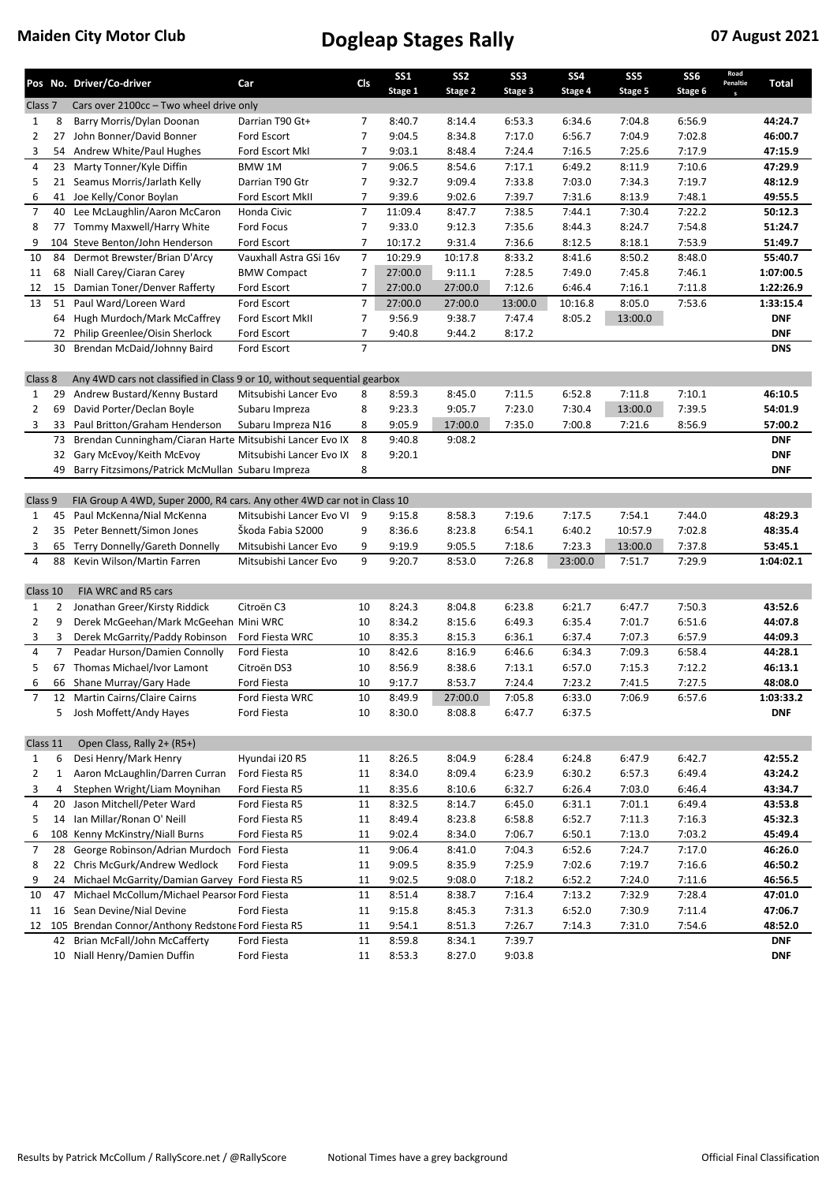**Maiden City Motor Club** — **Dogleap Stages Rally** — **07 August 2021**

| Pos | No. | Driver/Co-driver | Car | Cls | SS1 Stage 1 | SS2 Stage 2 | SS3 Stage 3 | SS4 Stage 4 | SS5 Stage 5 | SS6 Stage 6 | Road Penalties | Total |
|---|---|---|---|---|---|---|---|---|---|---|---|---|
| Class 7 | | Cars over 2100cc – Two wheel drive only | | | | | | | | | | |
| 1 | 8 | Barry Morris/Dylan Doonan | Darrian T90 Gt+ | 7 | 8:40.7 | 8:14.4 | 6:53.3 | 6:34.6 | 7:04.8 | 6:56.9 | | **44:24.7** |
| 2 | 27 | John Bonner/David Bonner | Ford Escort | 7 | 9:04.5 | 8:34.8 | 7:17.0 | 6:56.7 | 7:04.9 | 7:02.8 | | **46:00.7** |
| 3 | 54 | Andrew White/Paul Hughes | Ford Escort MkI | 7 | 9:03.1 | 8:48.4 | 7:24.4 | 7:16.5 | 7:25.6 | 7:17.9 | | **47:15.9** |
| 4 | 23 | Marty Tonner/Kyle Diffin | BMW 1M | 7 | 9:06.5 | 8:54.6 | 7:17.1 | 6:49.2 | 8:11.9 | 7:10.6 | | **47:29.9** |
| 5 | 21 | Seamus Morris/Jarlath Kelly | Darrian T90 Gtr | 7 | 9:32.7 | 9:09.4 | 7:33.8 | 7:03.0 | 7:34.3 | 7:19.7 | | **48:12.9** |
| 6 | 41 | Joe Kelly/Conor Boylan | Ford Escort MkII | 7 | 9:39.6 | 9:02.6 | 7:39.7 | 7:31.6 | 8:13.9 | 7:48.1 | | **49:55.5** |
| 7 | 40 | Lee McLaughlin/Aaron McCaron | Honda Civic | 7 | 11:09.4 | 8:47.7 | 7:38.5 | 7:44.1 | 7:30.4 | 7:22.2 | | **50:12.3** |
| 8 | 77 | Tommy Maxwell/Harry White | Ford Focus | 7 | 9:33.0 | 9:12.3 | 7:35.6 | 8:44.3 | 8:24.7 | 7:54.8 | | **51:24.7** |
| 9 | 104 | Steve Benton/John Henderson | Ford Escort | 7 | 10:17.2 | 9:31.4 | 7:36.6 | 8:12.5 | 8:18.1 | 7:53.9 | | **51:49.7** |
| 10 | 84 | Dermot Brewster/Brian D'Arcy | Vauxhall Astra GSi 16v | 7 | 10:29.9 | 10:17.8 | 8:33.2 | 8:41.6 | 8:50.2 | 8:48.0 | | **55:40.7** |
| 11 | 68 | Niall Carey/Ciaran Carey | BMW Compact | 7 | 27:00.0 | 9:11.1 | 7:28.5 | 7:49.0 | 7:45.8 | 7:46.1 | | **1:07:00.5** |
| 12 | 15 | Damian Toner/Denver Rafferty | Ford Escort | 7 | 27:00.0 | 27:00.0 | 7:12.6 | 6:46.4 | 7:16.1 | 7:11.8 | | **1:22:26.9** |
| 13 | 51 | Paul Ward/Loreen Ward | Ford Escort | 7 | 27:00.0 | 27:00.0 | 13:00.0 | 10:16.8 | 8:05.0 | 7:53.6 | | **1:33:15.4** |
| | 64 | Hugh Murdoch/Mark McCaffrey | Ford Escort MkII | 7 | 9:56.9 | 9:38.7 | 7:47.4 | 8:05.2 | 13:00.0 | | | **DNF** |
| | 72 | Philip Greenlee/Oisin Sherlock | Ford Escort | 7 | 9:40.8 | 9:44.2 | 8:17.2 | | | | | **DNF** |
| | 30 | Brendan McDaid/Johnny Baird | Ford Escort | 7 | | | | | | | | **DNS** |
| Class 8 | | Any 4WD cars not classified in Class 9 or 10, without sequential gearbox | | | | | | | | | | |
| 1 | 29 | Andrew Bustard/Kenny Bustard | Mitsubishi Lancer Evo | 8 | 8:59.3 | 8:45.0 | 7:11.5 | 6:52.8 | 7:11.8 | 7:10.1 | | **46:10.5** |
| 2 | 69 | David Porter/Declan Boyle | Subaru Impreza | 8 | 9:23.3 | 9:05.7 | 7:23.0 | 7:30.4 | 13:00.0 | 7:39.5 | | **54:01.9** |
| 3 | 33 | Paul Britton/Graham Henderson | Subaru Impreza N16 | 8 | 9:05.9 | 17:00.0 | 7:35.0 | 7:00.8 | 7:21.6 | 8:56.9 | | **57:00.2** |
| | 73 | Brendan Cunningham/Ciaran Harte | Mitsubishi Lancer Evo IX | 8 | 9:40.8 | 9:08.2 | | | | | | **DNF** |
| | 32 | Gary McEvoy/Keith McEvoy | Mitsubishi Lancer Evo IX | 8 | 9:20.1 | | | | | | | **DNF** |
| | 49 | Barry Fitzsimons/Patrick McMullan | Subaru Impreza | 8 | | | | | | | | **DNF** |
| Class 9 | | FIA Group A 4WD, Super 2000, R4 cars. Any other 4WD car not in Class 10 | | | | | | | | | | |
| 1 | 45 | Paul McKenna/Nial McKenna | Mitsubishi Lancer Evo VI | 9 | 9:15.8 | 8:58.3 | 7:19.6 | 7:17.5 | 7:54.1 | 7:44.0 | | **48:29.3** |
| 2 | 35 | Peter Bennett/Simon Jones | Škoda Fabia S2000 | 9 | 8:36.6 | 8:23.8 | 6:54.1 | 6:40.2 | 10:57.9 | 7:02.8 | | **48:35.4** |
| 3 | 65 | Terry Donnelly/Gareth Donnelly | Mitsubishi Lancer Evo | 9 | 9:19.9 | 9:05.5 | 7:18.6 | 7:23.3 | 13:00.0 | 7:37.8 | | **53:45.1** |
| 4 | 88 | Kevin Wilson/Martin Farren | Mitsubishi Lancer Evo | 9 | 9:20.7 | 8:53.0 | 7:26.8 | 23:00.0 | 7:51.7 | 7:29.9 | | **1:04:02.1** |
| Class 10 | | FIA WRC and R5 cars | | | | | | | | | | |
| 1 | 2 | Jonathan Greer/Kirsty Riddick | Citroën C3 | 10 | 8:24.3 | 8:04.8 | 6:23.8 | 6:21.7 | 6:47.7 | 7:50.3 | | **43:52.6** |
| 2 | 9 | Derek McGeehan/Mark McGeehan | Mini WRC | 10 | 8:34.2 | 8:15.6 | 6:49.3 | 6:35.4 | 7:01.7 | 6:51.6 | | **44:07.8** |
| 3 | 3 | Derek McGarrity/Paddy Robinson | Ford Fiesta WRC | 10 | 8:35.3 | 8:15.3 | 6:36.1 | 6:37.4 | 7:07.3 | 6:57.9 | | **44:09.3** |
| 4 | 7 | Peadar Hurson/Damien Connolly | Ford Fiesta | 10 | 8:42.6 | 8:16.9 | 6:46.6 | 6:34.3 | 7:09.3 | 6:58.4 | | **44:28.1** |
| 5 | 67 | Thomas Michael/Ivor Lamont | Citroën DS3 | 10 | 8:56.9 | 8:38.6 | 7:13.1 | 6:57.0 | 7:15.3 | 7:12.2 | | **46:13.1** |
| 6 | 66 | Shane Murray/Gary Hade | Ford Fiesta | 10 | 9:17.7 | 8:53.7 | 7:24.4 | 7:23.2 | 7:41.5 | 7:27.5 | | **48:08.0** |
| 7 | 12 | Martin Cairns/Claire Cairns | Ford Fiesta WRC | 10 | 8:49.9 | 27:00.0 | 7:05.8 | 6:33.0 | 7:06.9 | 6:57.6 | | **1:03:33.2** |
| | 5 | Josh Moffett/Andy Hayes | Ford Fiesta | 10 | 8:30.0 | 8:08.8 | 6:47.7 | 6:37.5 | | | | **DNF** |
| Class 11 | | Open Class, Rally 2+ (R5+) | | | | | | | | | | |
| 1 | 6 | Desi Henry/Mark Henry | Hyundai i20 R5 | 11 | 8:26.5 | 8:04.9 | 6:28.4 | 6:24.8 | 6:47.9 | 6:42.7 | | **42:55.2** |
| 2 | 1 | Aaron McLaughlin/Darren Curran | Ford Fiesta R5 | 11 | 8:34.0 | 8:09.4 | 6:23.9 | 6:30.2 | 6:57.3 | 6:49.4 | | **43:24.2** |
| 3 | 4 | Stephen Wright/Liam Moynihan | Ford Fiesta R5 | 11 | 8:35.6 | 8:10.6 | 6:32.7 | 6:26.4 | 7:03.0 | 6:46.4 | | **43:34.7** |
| 4 | 20 | Jason Mitchell/Peter Ward | Ford Fiesta R5 | 11 | 8:32.5 | 8:14.7 | 6:45.0 | 6:31.1 | 7:01.1 | 6:49.4 | | **43:53.8** |
| 5 | 14 | Ian Millar/Ronan O' Neill | Ford Fiesta R5 | 11 | 8:49.4 | 8:23.8 | 6:58.8 | 6:52.7 | 7:11.3 | 7:16.3 | | **45:32.3** |
| 6 | 108 | Kenny McKinstry/Niall Burns | Ford Fiesta R5 | 11 | 9:02.4 | 8:34.0 | 7:06.7 | 6:50.1 | 7:13.0 | 7:03.2 | | **45:49.4** |
| 7 | 28 | George Robinson/Adrian Murdoch | Ford Fiesta | 11 | 9:06.4 | 8:41.0 | 7:04.3 | 6:52.6 | 7:24.7 | 7:17.0 | | **46:26.0** |
| 8 | 22 | Chris McGurk/Andrew Wedlock | Ford Fiesta | 11 | 9:09.5 | 8:35.9 | 7:25.9 | 7:02.6 | 7:19.7 | 7:16.6 | | **46:50.2** |
| 9 | 24 | Michael McGarrity/Damian Garvey | Ford Fiesta R5 | 11 | 9:02.5 | 9:08.0 | 7:18.2 | 6:52.2 | 7:24.0 | 7:11.6 | | **46:56.5** |
| 10 | 47 | Michael McCollum/Michael Pearson | Ford Fiesta | 11 | 8:51.4 | 8:38.7 | 7:16.4 | 7:13.2 | 7:32.9 | 7:28.4 | | **47:01.0** |
| 11 | 16 | Sean Devine/Nial Devine | Ford Fiesta | 11 | 9:15.8 | 8:45.3 | 7:31.3 | 6:52.0 | 7:30.9 | 7:11.4 | | **47:06.7** |
| 12 | 105 | Brendan Connor/Anthony Redstone | Ford Fiesta R5 | 11 | 9:54.1 | 8:51.3 | 7:26.7 | 7:14.3 | 7:31.0 | 7:54.6 | | **48:52.0** |
| | 42 | Brian McFall/John McCafferty | Ford Fiesta | 11 | 8:59.8 | 8:34.1 | 7:39.7 | | | | | **DNF** |
| | 10 | Niall Henry/Damien Duffin | Ford Fiesta | 11 | 8:53.3 | 8:27.0 | 9:03.8 | | | | | **DNF** |

Results by Patrick McCollum / RallyScore.net / @RallyScore — Notional Times have a grey background — Official Final Classification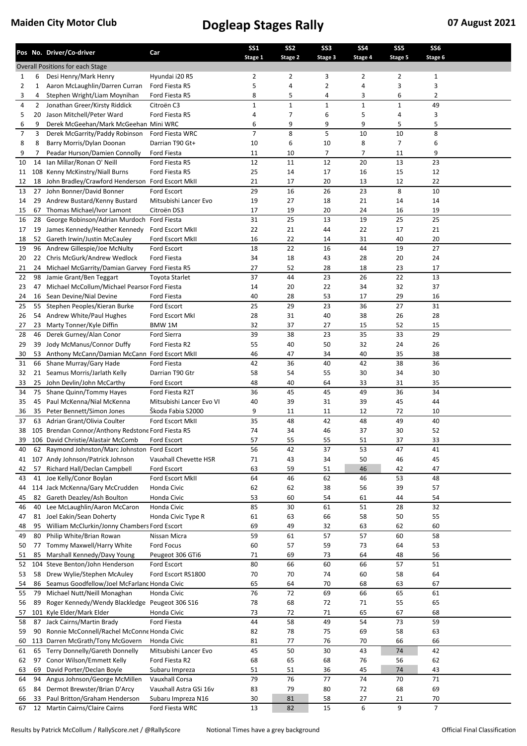# Maiden City Motor Club — Dogleap Stages Rally — 07 August 2021

| Pos | No. | Driver/Co-driver | Car | SS1 Stage 1 | SS2 Stage 2 | SS3 Stage 3 | SS4 Stage 4 | SS5 Stage 5 | SS6 Stage 6 |
|---|---|---|---|---|---|---|---|---|---|
| Overall Positions for each Stage | | | | | | | | | |
| 1 | 6 | Desi Henry/Mark Henry | Hyundai i20 R5 | 2 | 2 | 3 | 2 | 2 | 1 |
| 2 | 1 | Aaron McLaughlin/Darren Curran | Ford Fiesta R5 | 5 | 4 | 2 | 4 | 3 | 3 |
| 3 | 4 | Stephen Wright/Liam Moynihan | Ford Fiesta R5 | 8 | 5 | 4 | 3 | 6 | 2 |
| 4 | 2 | Jonathan Greer/Kirsty Riddick | Citroën C3 | 1 | 1 | 1 | 1 | 1 | 49 |
| 5 | 20 | Jason Mitchell/Peter Ward | Ford Fiesta R5 | 4 | 7 | 6 | 5 | 4 | 3 |
| 6 | 9 | Derek McGeehan/Mark McGeehan | Mini WRC | 6 | 9 | 9 | 9 | 5 | 5 |
| 7 | 3 | Derek McGarrity/Paddy Robinson | Ford Fiesta WRC | 7 | 8 | 5 | 10 | 10 | 8 |
| 8 | 8 | Barry Morris/Dylan Doonan | Darrian T90 Gt+ | 10 | 6 | 10 | 8 | 7 | 6 |
| 9 | 7 | Peadar Hurson/Damien Connolly | Ford Fiesta | 11 | 10 | 7 | 7 | 11 | 9 |
| 10 | 14 | Ian Millar/Ronan O' Neill | Ford Fiesta R5 | 12 | 11 | 12 | 20 | 13 | 23 |
| 11 | 108 | Kenny McKinstry/Niall Burns | Ford Fiesta R5 | 25 | 14 | 17 | 16 | 15 | 12 |
| 12 | 18 | John Bradley/Crawford Henderson | Ford Escort MkII | 21 | 17 | 20 | 13 | 12 | 22 |
| 13 | 27 | John Bonner/David Bonner | Ford Escort | 29 | 16 | 26 | 23 | 8 | 10 |
| 14 | 29 | Andrew Bustard/Kenny Bustard | Mitsubishi Lancer Evo | 19 | 27 | 18 | 21 | 14 | 14 |
| 15 | 67 | Thomas Michael/Ivor Lamont | Citroën DS3 | 17 | 19 | 20 | 24 | 16 | 19 |
| 16 | 28 | George Robinson/Adrian Murdoch | Ford Fiesta | 31 | 25 | 13 | 19 | 25 | 25 |
| 17 | 19 | James Kennedy/Heather Kennedy | Ford Escort MkII | 22 | 21 | 44 | 22 | 17 | 21 |
| 18 | 52 | Gareth Irwin/Justin McCauley | Ford Escort MkII | 16 | 22 | 14 | 31 | 40 | 20 |
| 19 | 96 | Andrew Gillespie/Joe McNulty | Ford Escort | 18 | 22 | 16 | 44 | 19 | 27 |
| 20 | 22 | Chris McGurk/Andrew Wedlock | Ford Fiesta | 34 | 18 | 43 | 28 | 20 | 24 |
| 21 | 24 | Michael McGarrity/Damian Garvey | Ford Fiesta R5 | 27 | 52 | 28 | 18 | 23 | 17 |
| 22 | 98 | Jamie Grant/Ben Teggart | Toyota Starlet | 37 | 44 | 23 | 26 | 22 | 13 |
| 23 | 47 | Michael McCollum/Michael Pearson | Ford Fiesta | 14 | 20 | 22 | 34 | 32 | 37 |
| 24 | 16 | Sean Devine/Nial Devine | Ford Fiesta | 40 | 28 | 53 | 17 | 29 | 16 |
| 25 | 55 | Stephen Peoples/Kieran Burke | Ford Escort | 25 | 29 | 23 | 36 | 27 | 31 |
| 26 | 54 | Andrew White/Paul Hughes | Ford Escort MkI | 28 | 31 | 40 | 38 | 26 | 28 |
| 27 | 23 | Marty Tonner/Kyle Diffin | BMW 1M | 32 | 37 | 27 | 15 | 52 | 15 |
| 28 | 46 | Derek Gurney/Alan Conor | Ford Sierra | 39 | 38 | 23 | 35 | 33 | 29 |
| 29 | 39 | Jody McManus/Connor Duffy | Ford Fiesta R2 | 55 | 40 | 50 | 32 | 24 | 26 |
| 30 | 53 | Anthony McCann/Damian McCann | Ford Escort MkII | 46 | 47 | 34 | 40 | 35 | 38 |
| 31 | 66 | Shane Murray/Gary Hade | Ford Fiesta | 42 | 36 | 40 | 42 | 38 | 36 |
| 32 | 21 | Seamus Morris/Jarlath Kelly | Darrian T90 Gtr | 58 | 54 | 55 | 30 | 34 | 30 |
| 33 | 25 | John Devlin/John McCarthy | Ford Escort | 48 | 40 | 64 | 33 | 31 | 35 |
| 34 | 75 | Shane Quinn/Tommy Hayes | Ford Fiesta R2T | 36 | 45 | 45 | 49 | 36 | 34 |
| 35 | 45 | Paul McKenna/Nial McKenna | Mitsubishi Lancer Evo VI | 40 | 39 | 31 | 39 | 45 | 44 |
| 36 | 35 | Peter Bennett/Simon Jones | Škoda Fabia S2000 | 9 | 11 | 11 | 12 | 72 | 10 |
| 37 | 63 | Adrian Grant/Olivia Coulter | Ford Escort MkII | 35 | 48 | 42 | 48 | 49 | 40 |
| 38 | 105 | Brendan Connor/Anthony Redstone | Ford Fiesta R5 | 74 | 34 | 46 | 37 | 30 | 52 |
| 39 | 106 | David Christie/Alastair McComb | Ford Escort | 57 | 55 | 55 | 51 | 37 | 33 |
| 40 | 62 | Raymond Johnston/Marc Johnston | Ford Escort | 56 | 42 | 37 | 53 | 47 | 41 |
| 41 | 107 | Andy Johnson/Patrick Johnson | Vauxhall Chevette HSR | 71 | 43 | 34 | 50 | 46 | 45 |
| 42 | 57 | Richard Hall/Declan Campbell | Ford Escort | 63 | 59 | 51 | 46 | 42 | 47 |
| 43 | 41 | Joe Kelly/Conor Boylan | Ford Escort MkII | 64 | 46 | 62 | 46 | 53 | 48 |
| 44 | 114 | Jack McKenna/Gary McCrudden | Honda Civic | 62 | 62 | 38 | 56 | 39 | 57 |
| 45 | 82 | Gareth Deazley/Ash Boulton | Honda Civic | 53 | 60 | 54 | 61 | 44 | 54 |
| 46 | 40 | Lee McLaughlin/Aaron McCaron | Honda Civic | 85 | 30 | 61 | 51 | 28 | 32 |
| 47 | 81 | Joel Eakin/Sean Doherty | Honda Civic Type R | 61 | 63 | 66 | 58 | 50 | 55 |
| 48 | 95 | William McClurkin/Jonny Chambers | Ford Escort | 69 | 49 | 32 | 63 | 62 | 60 |
| 49 | 80 | Philip White/Brian Rowan | Nissan Micra | 59 | 61 | 57 | 57 | 60 | 58 |
| 50 | 77 | Tommy Maxwell/Harry White | Ford Focus | 60 | 57 | 59 | 73 | 64 | 53 |
| 51 | 85 | Marshall Kennedy/Davy Young | Peugeot 306 GTi6 | 71 | 69 | 73 | 64 | 48 | 56 |
| 52 | 104 | Steve Benton/John Henderson | Ford Escort | 80 | 66 | 60 | 66 | 57 | 51 |
| 53 | 58 | Drew Wylie/Stephen McAuley | Ford Escort RS1800 | 70 | 70 | 74 | 60 | 58 | 64 |
| 54 | 86 | Seamus Goodfellow/Joel McFarland | Honda Civic | 65 | 64 | 70 | 68 | 63 | 67 |
| 55 | 79 | Michael Nutt/Neill Monaghan | Honda Civic | 76 | 72 | 69 | 66 | 65 | 61 |
| 56 | 89 | Roger Kennedy/Wendy Blackledge | Peugeot 306 S16 | 78 | 68 | 72 | 71 | 55 | 65 |
| 57 | 101 | Kyle Elder/Mark Elder | Honda Civic | 73 | 72 | 71 | 65 | 67 | 68 |
| 58 | 87 | Jack Cairns/Martin Brady | Ford Fiesta | 44 | 58 | 49 | 54 | 73 | 59 |
| 59 | 90 | Ronnie McConnell/Rachel McConnell | Honda Civic | 82 | 78 | 75 | 69 | 58 | 63 |
| 60 | 113 | Darren McGrath/Tony McGovern | Honda Civic | 81 | 77 | 76 | 70 | 66 | 66 |
| 61 | 65 | Terry Donnelly/Gareth Donnelly | Mitsubishi Lancer Evo | 45 | 50 | 30 | 43 | 74 | 42 |
| 62 | 97 | Conor Wilson/Emmett Kelly | Ford Fiesta R2 | 68 | 65 | 68 | 76 | 56 | 62 |
| 63 | 69 | David Porter/Declan Boyle | Subaru Impreza | 51 | 51 | 36 | 45 | 74 | 43 |
| 64 | 94 | Angus Johnson/George McMillen | Vauxhall Corsa | 79 | 76 | 77 | 74 | 70 | 71 |
| 65 | 84 | Dermot Brewster/Brian D'Arcy | Vauxhall Astra GSi 16v | 83 | 79 | 80 | 72 | 68 | 69 |
| 66 | 33 | Paul Britton/Graham Henderson | Subaru Impreza N16 | 30 | 81 | 58 | 27 | 21 | 70 |
| 67 | 12 | Martin Cairns/Claire Cairns | Ford Fiesta WRC | 13 | 82 | 15 | 6 | 9 | 7 |

Results by Patrick McCollum / RallyScore.net / @RallyScore — Notional Times have a grey background — Official Final Classification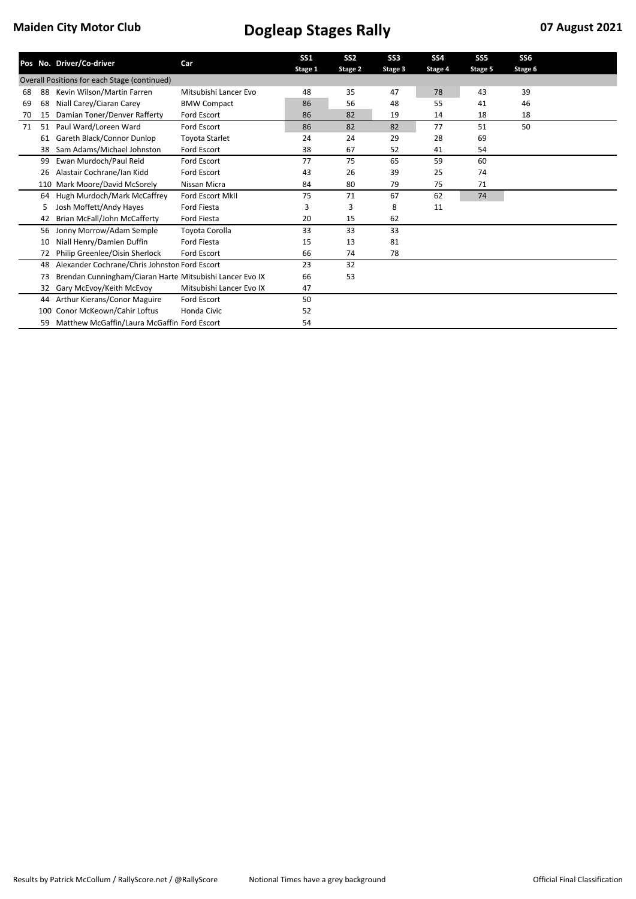Maiden City Motor Club

# Dogleap Stages Rally

07 August 2021

| Pos | No. | Driver/Co-driver | Car | SS1 Stage 1 | SS2 Stage 2 | SS3 Stage 3 | SS4 Stage 4 | SS5 Stage 5 | SS6 Stage 6 |
|---|---|---|---|---|---|---|---|---|---|
| Overall Positions for each Stage (continued) | | | | | | | | | |
| 68 | 88 | Kevin Wilson/Martin Farren | Mitsubishi Lancer Evo | 48 | 35 | 47 | 78 | 43 | 39 |
| 69 | 68 | Niall Carey/Ciaran Carey | BMW Compact | 86 | 56 | 48 | 55 | 41 | 46 |
| 70 | 15 | Damian Toner/Denver Rafferty | Ford Escort | 86 | 82 | 19 | 14 | 18 | 18 |
| 71 | 51 | Paul Ward/Loreen Ward | Ford Escort | 86 | 82 | 82 | 77 | 51 | 50 |
| | 61 | Gareth Black/Connor Dunlop | Toyota Starlet | 24 | 24 | 29 | 28 | 69 | |
| | 38 | Sam Adams/Michael Johnston | Ford Escort | 38 | 67 | 52 | 41 | 54 | |
| | 99 | Ewan Murdoch/Paul Reid | Ford Escort | 77 | 75 | 65 | 59 | 60 | |
| | 26 | Alastair Cochrane/Ian Kidd | Ford Escort | 43 | 26 | 39 | 25 | 74 | |
| | 110 | Mark Moore/David McSorely | Nissan Micra | 84 | 80 | 79 | 75 | 71 | |
| | 64 | Hugh Murdoch/Mark McCaffrey | Ford Escort MkII | 75 | 71 | 67 | 62 | 74 | |
| | 5 | Josh Moffett/Andy Hayes | Ford Fiesta | 3 | 3 | 8 | 11 | | |
| | 42 | Brian McFall/John McCafferty | Ford Fiesta | 20 | 15 | 62 | | | |
| | 56 | Jonny Morrow/Adam Semple | Toyota Corolla | 33 | 33 | 33 | | | |
| | 10 | Niall Henry/Damien Duffin | Ford Fiesta | 15 | 13 | 81 | | | |
| | 72 | Philip Greenlee/Oisin Sherlock | Ford Escort | 66 | 74 | 78 | | | |
| | 48 | Alexander Cochrane/Chris Johnston | Ford Escort | 23 | 32 | | | | |
| | 73 | Brendan Cunningham/Ciaran Harte | Mitsubishi Lancer Evo IX | 66 | 53 | | | | |
| | 32 | Gary McEvoy/Keith McEvoy | Mitsubishi Lancer Evo IX | 47 | | | | | |
| | 44 | Arthur Kierans/Conor Maguire | Ford Escort | 50 | | | | | |
| | 100 | Conor McKeown/Cahir Loftus | Honda Civic | 52 | | | | | |
| | 59 | Matthew McGaffin/Laura McGaffin | Ford Escort | 54 | | | | | |

Results by Patrick McCollum / RallyScore.net / @RallyScore — Notional Times have a grey background — Official Final Classification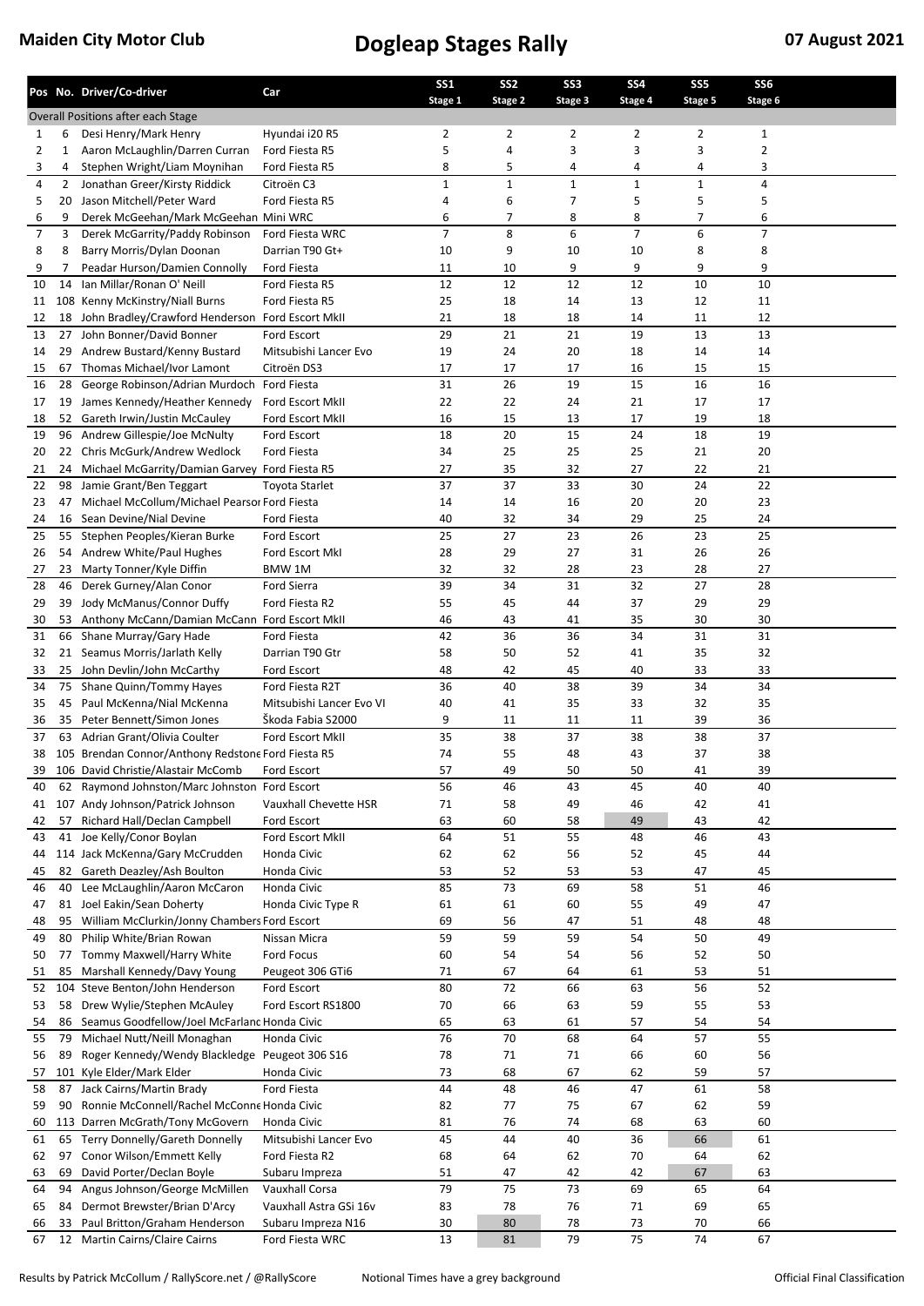**Maiden City Motor Club** — **Dogleap Stages Rally** — **07 August 2021**

| Pos | No. | Driver/Co-driver | Car | SS1 Stage 1 | SS2 Stage 2 | SS3 Stage 3 | SS4 Stage 4 | SS5 Stage 5 | SS6 Stage 6 |
|---|---|---|---|---|---|---|---|---|---|
| Overall Positions after each Stage | | | | | | | | | |
| 1 | 6 | Desi Henry/Mark Henry | Hyundai i20 R5 | 2 | 2 | 2 | 2 | 2 | 1 |
| 2 | 1 | Aaron McLaughlin/Darren Curran | Ford Fiesta R5 | 5 | 4 | 3 | 3 | 3 | 2 |
| 3 | 4 | Stephen Wright/Liam Moynihan | Ford Fiesta R5 | 8 | 5 | 4 | 4 | 4 | 3 |
| 4 | 2 | Jonathan Greer/Kirsty Riddick | Citroën C3 | 1 | 1 | 1 | 1 | 1 | 4 |
| 5 | 20 | Jason Mitchell/Peter Ward | Ford Fiesta R5 | 4 | 6 | 7 | 5 | 5 | 5 |
| 6 | 9 | Derek McGeehan/Mark McGeehan | Mini WRC | 6 | 7 | 8 | 8 | 7 | 6 |
| 7 | 3 | Derek McGarrity/Paddy Robinson | Ford Fiesta WRC | 7 | 8 | 6 | 7 | 6 | 7 |
| 8 | 8 | Barry Morris/Dylan Doonan | Darrian T90 Gt+ | 10 | 9 | 10 | 10 | 8 | 8 |
| 9 | 7 | Peadar Hurson/Damien Connolly | Ford Fiesta | 11 | 10 | 9 | 9 | 9 | 9 |
| 10 | 14 | Ian Millar/Ronan O' Neill | Ford Fiesta R5 | 12 | 12 | 12 | 12 | 10 | 10 |
| 11 | 108 | Kenny McKinstry/Niall Burns | Ford Fiesta R5 | 25 | 18 | 14 | 13 | 12 | 11 |
| 12 | 18 | John Bradley/Crawford Henderson | Ford Escort MkII | 21 | 18 | 18 | 14 | 11 | 12 |
| 13 | 27 | John Bonner/David Bonner | Ford Escort | 29 | 21 | 21 | 19 | 13 | 13 |
| 14 | 29 | Andrew Bustard/Kenny Bustard | Mitsubishi Lancer Evo | 19 | 24 | 20 | 18 | 14 | 14 |
| 15 | 67 | Thomas Michael/Ivor Lamont | Citroën DS3 | 17 | 17 | 17 | 16 | 15 | 15 |
| 16 | 28 | George Robinson/Adrian Murdoch | Ford Fiesta | 31 | 26 | 19 | 15 | 16 | 16 |
| 17 | 19 | James Kennedy/Heather Kennedy | Ford Escort MkII | 22 | 22 | 24 | 21 | 17 | 17 |
| 18 | 52 | Gareth Irwin/Justin McCauley | Ford Escort MkII | 16 | 15 | 13 | 17 | 19 | 18 |
| 19 | 96 | Andrew Gillespie/Joe McNulty | Ford Escort | 18 | 20 | 15 | 24 | 18 | 19 |
| 20 | 22 | Chris McGurk/Andrew Wedlock | Ford Fiesta | 34 | 25 | 25 | 25 | 21 | 20 |
| 21 | 24 | Michael McGarrity/Damian Garvey | Ford Fiesta R5 | 27 | 35 | 32 | 27 | 22 | 21 |
| 22 | 98 | Jamie Grant/Ben Teggart | Toyota Starlet | 37 | 37 | 33 | 30 | 24 | 22 |
| 23 | 47 | Michael McCollum/Michael Pearson | Ford Fiesta | 14 | 14 | 16 | 20 | 20 | 23 |
| 24 | 16 | Sean Devine/Nial Devine | Ford Fiesta | 40 | 32 | 34 | 29 | 25 | 24 |
| 25 | 55 | Stephen Peoples/Kieran Burke | Ford Escort | 25 | 27 | 23 | 26 | 23 | 25 |
| 26 | 54 | Andrew White/Paul Hughes | Ford Escort MkI | 28 | 29 | 27 | 31 | 26 | 26 |
| 27 | 23 | Marty Tonner/Kyle Diffin | BMW 1M | 32 | 32 | 28 | 23 | 28 | 27 |
| 28 | 46 | Derek Gurney/Alan Conor | Ford Sierra | 39 | 34 | 31 | 32 | 27 | 28 |
| 29 | 39 | Jody McManus/Connor Duffy | Ford Fiesta R2 | 55 | 45 | 44 | 37 | 29 | 29 |
| 30 | 53 | Anthony McCann/Damian McCann | Ford Escort MkII | 46 | 43 | 41 | 35 | 30 | 30 |
| 31 | 66 | Shane Murray/Gary Hade | Ford Fiesta | 42 | 36 | 36 | 34 | 31 | 31 |
| 32 | 21 | Seamus Morris/Jarlath Kelly | Darrian T90 Gtr | 58 | 50 | 52 | 41 | 35 | 32 |
| 33 | 25 | John Devlin/John McCarthy | Ford Escort | 48 | 42 | 45 | 40 | 33 | 33 |
| 34 | 75 | Shane Quinn/Tommy Hayes | Ford Fiesta R2T | 36 | 40 | 38 | 39 | 34 | 34 |
| 35 | 45 | Paul McKenna/Nial McKenna | Mitsubishi Lancer Evo VI | 40 | 41 | 35 | 33 | 32 | 35 |
| 36 | 35 | Peter Bennett/Simon Jones | Škoda Fabia S2000 | 9 | 11 | 11 | 11 | 39 | 36 |
| 37 | 63 | Adrian Grant/Olivia Coulter | Ford Escort MkII | 35 | 38 | 37 | 38 | 38 | 37 |
| 38 | 105 | Brendan Connor/Anthony Redstone | Ford Fiesta R5 | 74 | 55 | 48 | 43 | 37 | 38 |
| 39 | 106 | David Christie/Alastair McComb | Ford Escort | 57 | 49 | 50 | 50 | 41 | 39 |
| 40 | 62 | Raymond Johnston/Marc Johnston | Ford Escort | 56 | 46 | 43 | 45 | 40 | 40 |
| 41 | 107 | Andy Johnson/Patrick Johnson | Vauxhall Chevette HSR | 71 | 58 | 49 | 46 | 42 | 41 |
| 42 | 57 | Richard Hall/Declan Campbell | Ford Escort | 63 | 60 | 58 | 49 | 43 | 42 |
| 43 | 41 | Joe Kelly/Conor Boylan | Ford Escort MkII | 64 | 51 | 55 | 48 | 46 | 43 |
| 44 | 114 | Jack McKenna/Gary McCrudden | Honda Civic | 62 | 62 | 56 | 52 | 45 | 44 |
| 45 | 82 | Gareth Deazley/Ash Boulton | Honda Civic | 53 | 52 | 53 | 53 | 47 | 45 |
| 46 | 40 | Lee McLaughlin/Aaron McCaron | Honda Civic | 85 | 73 | 69 | 58 | 51 | 46 |
| 47 | 81 | Joel Eakin/Sean Doherty | Honda Civic Type R | 61 | 61 | 60 | 55 | 49 | 47 |
| 48 | 95 | William McClurkin/Jonny Chambers | Ford Escort | 69 | 56 | 47 | 51 | 48 | 48 |
| 49 | 80 | Philip White/Brian Rowan | Nissan Micra | 59 | 59 | 59 | 54 | 50 | 49 |
| 50 | 77 | Tommy Maxwell/Harry White | Ford Focus | 60 | 54 | 54 | 56 | 52 | 50 |
| 51 | 85 | Marshall Kennedy/Davy Young | Peugeot 306 GTi6 | 71 | 67 | 64 | 61 | 53 | 51 |
| 52 | 104 | Steve Benton/John Henderson | Ford Escort | 80 | 72 | 66 | 63 | 56 | 52 |
| 53 | 58 | Drew Wylie/Stephen McAuley | Ford Escort RS1800 | 70 | 66 | 63 | 59 | 55 | 53 |
| 54 | 86 | Seamus Goodfellow/Joel McFarland | Honda Civic | 65 | 63 | 61 | 57 | 54 | 54 |
| 55 | 79 | Michael Nutt/Neill Monaghan | Honda Civic | 76 | 70 | 68 | 64 | 57 | 55 |
| 56 | 89 | Roger Kennedy/Wendy Blackledge | Peugeot 306 S16 | 78 | 71 | 71 | 66 | 60 | 56 |
| 57 | 101 | Kyle Elder/Mark Elder | Honda Civic | 73 | 68 | 67 | 62 | 59 | 57 |
| 58 | 87 | Jack Cairns/Martin Brady | Ford Fiesta | 44 | 48 | 46 | 47 | 61 | 58 |
| 59 | 90 | Ronnie McConnell/Rachel McConnell | Honda Civic | 82 | 77 | 75 | 67 | 62 | 59 |
| 60 | 113 | Darren McGrath/Tony McGovern | Honda Civic | 81 | 76 | 74 | 68 | 63 | 60 |
| 61 | 65 | Terry Donnelly/Gareth Donnelly | Mitsubishi Lancer Evo | 45 | 44 | 40 | 36 | 66 | 61 |
| 62 | 97 | Conor Wilson/Emmett Kelly | Ford Fiesta R2 | 68 | 64 | 62 | 70 | 64 | 62 |
| 63 | 69 | David Porter/Declan Boyle | Subaru Impreza | 51 | 47 | 42 | 42 | 67 | 63 |
| 64 | 94 | Angus Johnson/George McMillen | Vauxhall Corsa | 79 | 75 | 73 | 69 | 65 | 64 |
| 65 | 84 | Dermot Brewster/Brian D'Arcy | Vauxhall Astra GSi 16v | 83 | 78 | 76 | 71 | 69 | 65 |
| 66 | 33 | Paul Britton/Graham Henderson | Subaru Impreza N16 | 30 | 80 | 78 | 73 | 70 | 66 |
| 67 | 12 | Martin Cairns/Claire Cairns | Ford Fiesta WRC | 13 | 81 | 79 | 75 | 74 | 67 |

Results by Patrick McCollum / RallyScore.net / @RallyScore — Notional Times have a grey background — Official Final Classification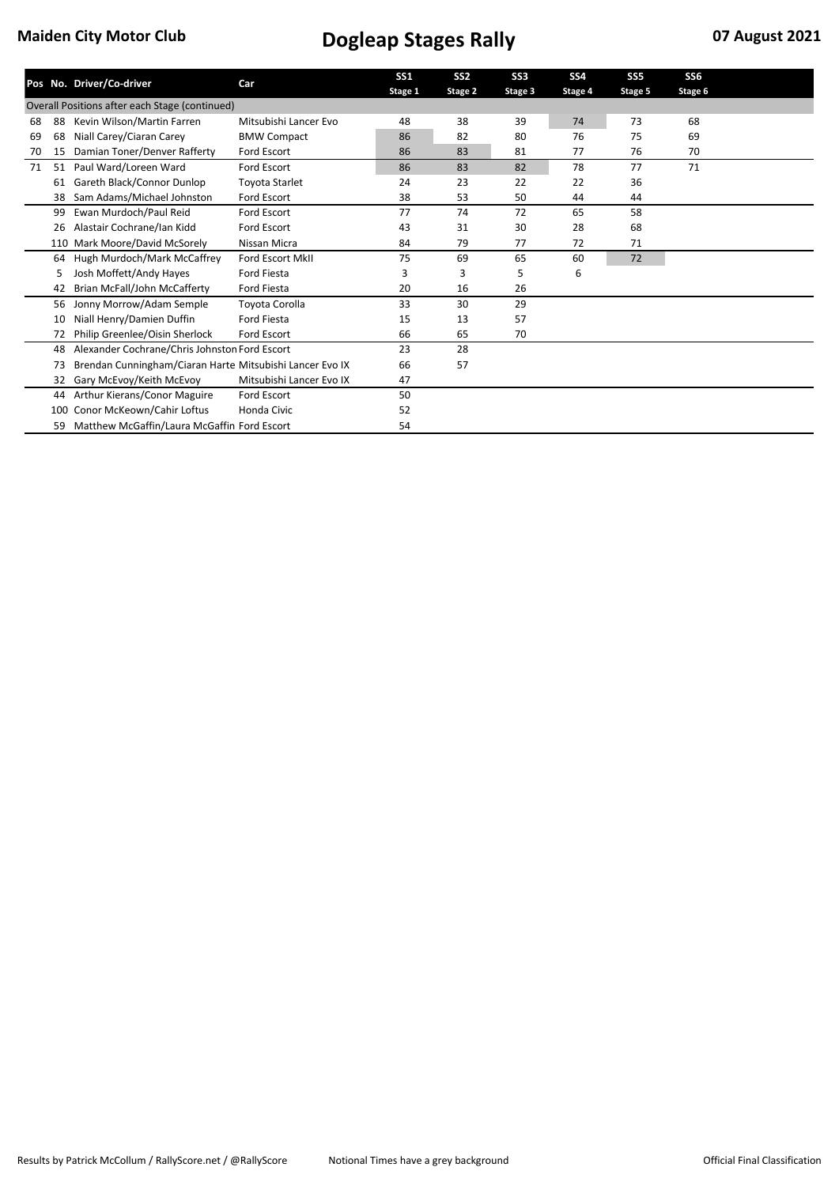# Maiden City Motor Club — Dogleap Stages Rally — 07 August 2021

| Pos | No. | Driver/Co-driver | Car | SS1 Stage 1 | SS2 Stage 2 | SS3 Stage 3 | SS4 Stage 4 | SS5 Stage 5 | SS6 Stage 6 |
|---|---|---|---|---|---|---|---|---|---|
| Overall Positions after each Stage (continued) | | | | | | | | | |
| 68 | 88 | Kevin Wilson/Martin Farren | Mitsubishi Lancer Evo | 48 | 38 | 39 | 74 | 73 | 68 |
| 69 | 68 | Niall Carey/Ciaran Carey | BMW Compact | 86 | 82 | 80 | 76 | 75 | 69 |
| 70 | 15 | Damian Toner/Denver Rafferty | Ford Escort | 86 | 83 | 81 | 77 | 76 | 70 |
| 71 | 51 | Paul Ward/Loreen Ward | Ford Escort | 86 | 83 | 82 | 78 | 77 | 71 |
| | 61 | Gareth Black/Connor Dunlop | Toyota Starlet | 24 | 23 | 22 | 22 | 36 | |
| | 38 | Sam Adams/Michael Johnston | Ford Escort | 38 | 53 | 50 | 44 | 44 | |
| | 99 | Ewan Murdoch/Paul Reid | Ford Escort | 77 | 74 | 72 | 65 | 58 | |
| | 26 | Alastair Cochrane/Ian Kidd | Ford Escort | 43 | 31 | 30 | 28 | 68 | |
| | 110 | Mark Moore/David McSorely | Nissan Micra | 84 | 79 | 77 | 72 | 71 | |
| | 64 | Hugh Murdoch/Mark McCaffrey | Ford Escort MkII | 75 | 69 | 65 | 60 | 72 | |
| | 5 | Josh Moffett/Andy Hayes | Ford Fiesta | 3 | 3 | 5 | 6 | | |
| | 42 | Brian McFall/John McCafferty | Ford Fiesta | 20 | 16 | 26 | | | |
| | 56 | Jonny Morrow/Adam Semple | Toyota Corolla | 33 | 30 | 29 | | | |
| | 10 | Niall Henry/Damien Duffin | Ford Fiesta | 15 | 13 | 57 | | | |
| | 72 | Philip Greenlee/Oisin Sherlock | Ford Escort | 66 | 65 | 70 | | | |
| | 48 | Alexander Cochrane/Chris Johnston | Ford Escort | 23 | 28 | | | | |
| | 73 | Brendan Cunningham/Ciaran Harte | Mitsubishi Lancer Evo IX | 66 | 57 | | | | |
| | 32 | Gary McEvoy/Keith McEvoy | Mitsubishi Lancer Evo IX | 47 | | | | | |
| | 44 | Arthur Kierans/Conor Maguire | Ford Escort | 50 | | | | | |
| | 100 | Conor McKeown/Cahir Loftus | Honda Civic | 52 | | | | | |
| | 59 | Matthew McGaffin/Laura McGaffin | Ford Escort | 54 | | | | | |

Results by Patrick McCollum / RallyScore.net / @RallyScore — Notional Times have a grey background — Official Final Classification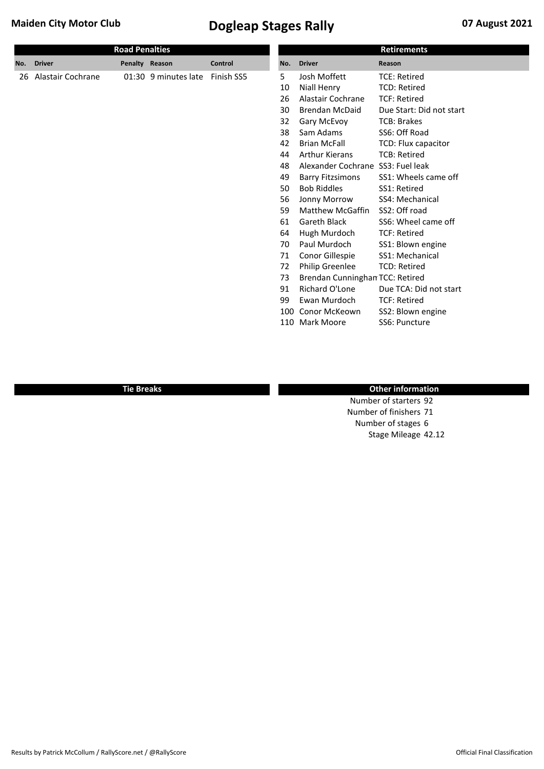# Maiden City Motor Club

# Dogleap Stages Rally

**07 August 2021**

## Road Penalties

| No. | Driver | Penalty | Reason | Control |
|---|---|---|---|---|
| 26 | Alastair Cochrane | 01:30 | 9 minutes late | Finish SS5 |

## Retirements

| No. | Driver | Reason |
|---|---|---|
| 5 | Josh Moffett | TCE: Retired |
| 10 | Niall Henry | TCD: Retired |
| 26 | Alastair Cochrane | TCF: Retired |
| 30 | Brendan McDaid | Due Start: Did not start |
| 32 | Gary McEvoy | TCB: Brakes |
| 38 | Sam Adams | SS6: Off Road |
| 42 | Brian McFall | TCD: Flux capacitor |
| 44 | Arthur Kierans | TCB: Retired |
| 48 | Alexander Cochrane | SS3: Fuel leak |
| 49 | Barry Fitzsimons | SS1: Wheels came off |
| 50 | Bob Riddles | SS1: Retired |
| 56 | Jonny Morrow | SS4: Mechanical |
| 59 | Matthew McGaffin | SS2: Off road |
| 61 | Gareth Black | SS6: Wheel came off |
| 64 | Hugh Murdoch | TCF: Retired |
| 70 | Paul Murdoch | SS1: Blown engine |
| 71 | Conor Gillespie | SS1: Mechanical |
| 72 | Philip Greenlee | TCD: Retired |
| 73 | Brendan Cunninghan | TCC: Retired |
| 91 | Richard O'Lone | Due TCA: Did not start |
| 99 | Ewan Murdoch | TCF: Retired |
| 100 | Conor McKeown | SS2: Blown engine |
| 110 | Mark Moore | SS6: Puncture |

## Tie Breaks

## Other information

Number of starters 92
Number of finishers 71
Number of stages 6
Stage Mileage 42.12

Results by Patrick McCollum / RallyScore.net / @RallyScore

Official Final Classification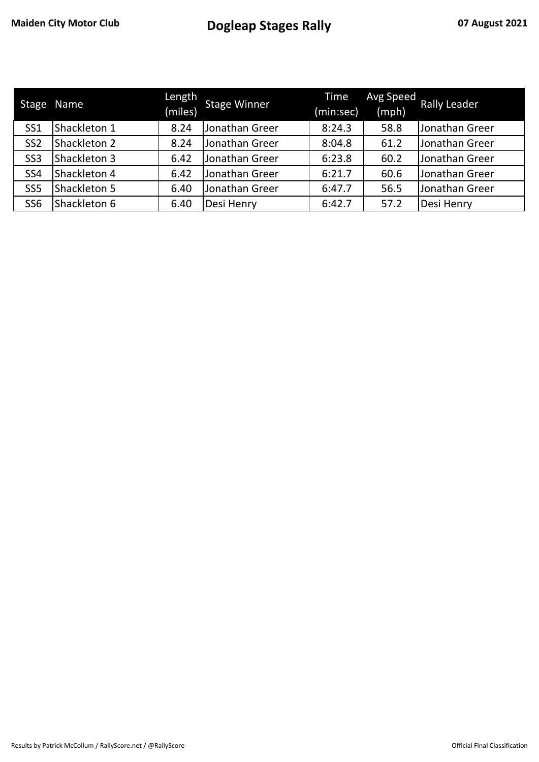Maiden City Motor Club

# Dogleap Stages Rally

07 August 2021

| Stage | Name | Length (miles) | Stage Winner | Time (min:sec) | Avg Speed (mph) | Rally Leader |
|---|---|---|---|---|---|---|
| SS1 | Shackleton 1 | 8.24 | Jonathan Greer | 8:24.3 | 58.8 | Jonathan Greer |
| SS2 | Shackleton 2 | 8.24 | Jonathan Greer | 8:04.8 | 61.2 | Jonathan Greer |
| SS3 | Shackleton 3 | 6.42 | Jonathan Greer | 6:23.8 | 60.2 | Jonathan Greer |
| SS4 | Shackleton 4 | 6.42 | Jonathan Greer | 6:21.7 | 60.6 | Jonathan Greer |
| SS5 | Shackleton 5 | 6.40 | Jonathan Greer | 6:47.7 | 56.5 | Jonathan Greer |
| SS6 | Shackleton 6 | 6.40 | Desi Henry | 6:42.7 | 57.2 | Desi Henry |

Results by Patrick McCollum / RallyScore.net / @RallyScore

Official Final Classification